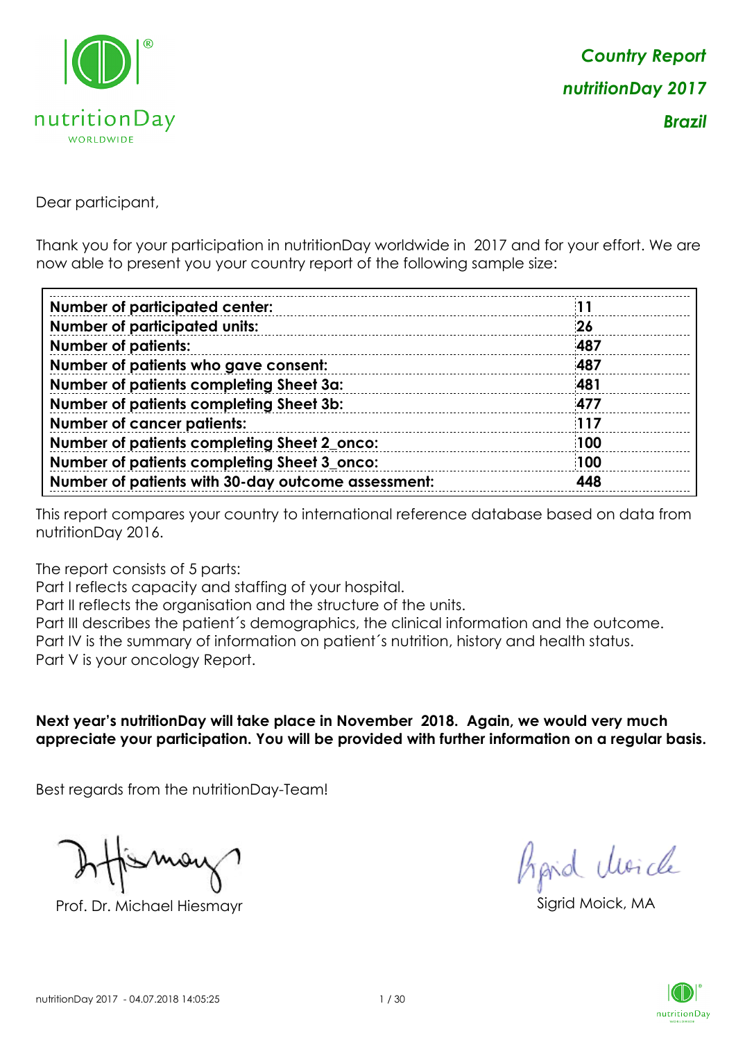# Country Report nutritionDay 2017 Brazil

Dear participant,

Thank you for your participation in nutritionDay worldwide in 2017 and for your effort. We are now able to present you your country report of the following sample size:

| | |
|---|---|
| **Number of participated center:** | **11** |
| **Number of participated units:** | **26** |
| **Number of patients:** | **487** |
| **Number of patients who gave consent:** | **487** |
| **Number of patients completing Sheet 3a:** | **481** |
| **Number of patients completing Sheet 3b:** | **477** |
| **Number of cancer patients:** | **117** |
| **Number of patients completing Sheet 2_onco:** | **100** |
| **Number of patients completing Sheet 3_onco:** | **100** |
| **Number of patients with 30-day outcome assessment:** | **448** |

This report compares your country to international reference database based on data from nutritionDay 2016.

The report consists of 5 parts:
Part I reflects capacity and staffing of your hospital.
Part II reflects the organisation and the structure of the units.
Part III describes the patient´s demographics, the clinical information and the outcome.
Part IV is the summary of information on patient´s nutrition, history and health status.
Part V is your oncology Report.

**Next year's nutritionDay will take place in November 2018. Again, we would very much appreciate your participation. You will be provided with further information on a regular basis.**

Best regards from the nutritionDay-Team!

Prof. Dr. Michael Hiesmayr

Sigrid Moick, MA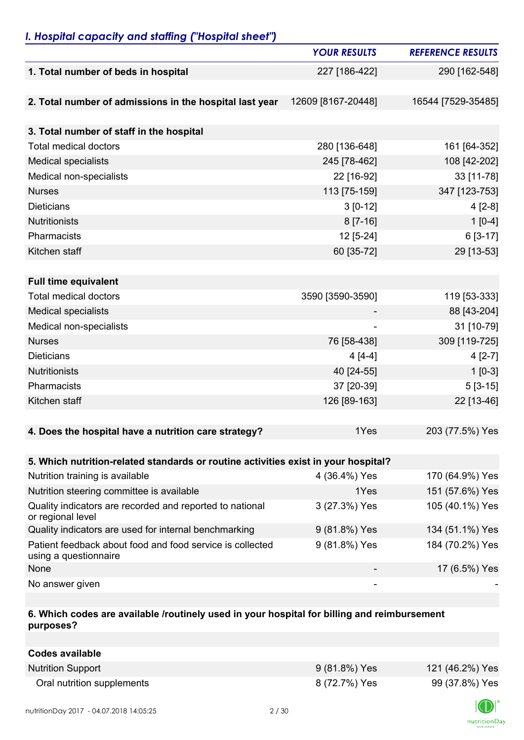## *I. Hospital capacity and staffing ("Hospital sheet")*

| | *YOUR RESULTS* | *REFERENCE RESULTS* |
|---|---|---|
| **1. Total number of beds in hospital** | 227 [186-422] | 290 [162-548] |
| **2. Total number of admissions in the hospital last year** | 12609 [8167-20448] | 16544 [7529-35485] |
| **3. Total number of staff in the hospital** | | |
| Total medical doctors | 280 [136-648] | 161 [64-352] |
| Medical specialists | 245 [78-462] | 108 [42-202] |
| Medical non-specialists | 22 [16-92] | 33 [11-78] |
| Nurses | 113 [75-159] | 347 [123-753] |
| Dieticians | 3 [0-12] | 4 [2-8] |
| Nutritionists | 8 [7-16] | 1 [0-4] |
| Pharmacists | 12 [5-24] | 6 [3-17] |
| Kitchen staff | 60 [35-72] | 29 [13-53] |
| **Full time equivalent** | | |
| Total medical doctors | 3590 [3590-3590] | 119 [53-333] |
| Medical specialists | - | 88 [43-204] |
| Medical non-specialists | - | 31 [10-79] |
| Nurses | 76 [58-438] | 309 [119-725] |
| Dieticians | 4 [4-4] | 4 [2-7] |
| Nutritionists | 40 [24-55] | 1 [0-3] |
| Pharmacists | 37 [20-39] | 5 [3-15] |
| Kitchen staff | 126 [89-163] | 22 [13-46] |
| **4. Does the hospital have a nutrition care strategy?** | 1Yes | 203 (77.5%) Yes |
| **5. Which nutrition-related standards or routine activities exist in your hospital?** | | |
| Nutrition training is available | 4 (36.4%) Yes | 170 (64.9%) Yes |
| Nutrition steering committee is available | 1Yes | 151 (57.6%) Yes |
| Quality indicators are recorded and reported to national or regional level | 3 (27.3%) Yes | 105 (40.1%) Yes |
| Quality indicators are used for internal benchmarking | 9 (81.8%) Yes | 134 (51.1%) Yes |
| Patient feedback about food and food service is collected using a questionnaire | 9 (81.8%) Yes | 184 (70.2%) Yes |
| None | - | 17 (6.5%) Yes |
| No answer given | - | - |
| **6. Which codes are available /routinely used in your hospital for billing and reimbursement purposes?** | | |
| **Codes available** | | |
| Nutrition Support | 9 (81.8%) Yes | 121 (46.2%) Yes |
| Oral nutrition supplements | 8 (72.7%) Yes | 99 (37.8%) Yes |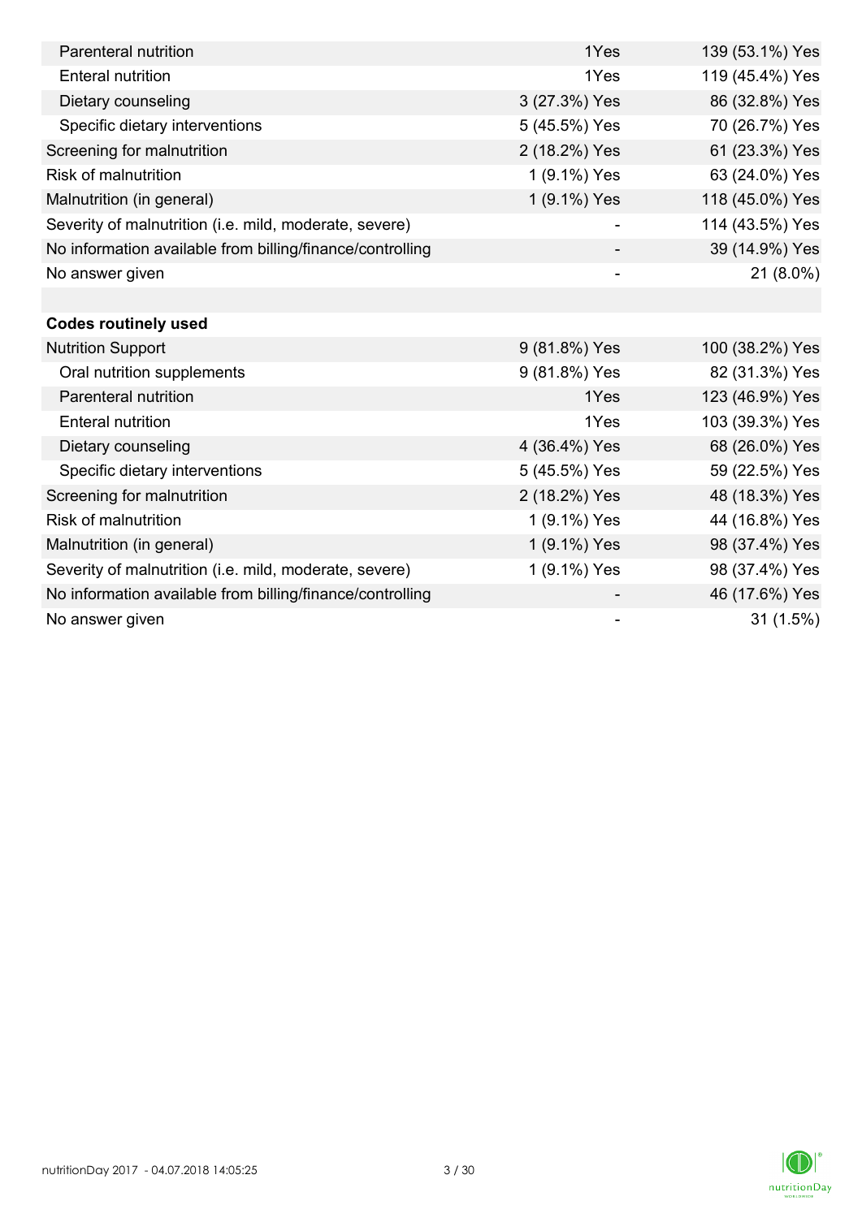| | | |
|---|---|---|
| Parenteral nutrition | 1Yes | 139 (53.1%) Yes |
| Enteral nutrition | 1Yes | 119 (45.4%) Yes |
| Dietary counseling | 3 (27.3%) Yes | 86 (32.8%) Yes |
| Specific dietary interventions | 5 (45.5%) Yes | 70 (26.7%) Yes |
| Screening for malnutrition | 2 (18.2%) Yes | 61 (23.3%) Yes |
| Risk of malnutrition | 1 (9.1%) Yes | 63 (24.0%) Yes |
| Malnutrition (in general) | 1 (9.1%) Yes | 118 (45.0%) Yes |
| Severity of malnutrition (i.e. mild, moderate, severe) | - | 114 (43.5%) Yes |
| No information available from billing/finance/controlling | - | 39 (14.9%) Yes |
| No answer given | - | 21 (8.0%) |
| | | |
| **Codes routinely used** | | |
| Nutrition Support | 9 (81.8%) Yes | 100 (38.2%) Yes |
| Oral nutrition supplements | 9 (81.8%) Yes | 82 (31.3%) Yes |
| Parenteral nutrition | 1Yes | 123 (46.9%) Yes |
| Enteral nutrition | 1Yes | 103 (39.3%) Yes |
| Dietary counseling | 4 (36.4%) Yes | 68 (26.0%) Yes |
| Specific dietary interventions | 5 (45.5%) Yes | 59 (22.5%) Yes |
| Screening for malnutrition | 2 (18.2%) Yes | 48 (18.3%) Yes |
| Risk of malnutrition | 1 (9.1%) Yes | 44 (16.8%) Yes |
| Malnutrition (in general) | 1 (9.1%) Yes | 98 (37.4%) Yes |
| Severity of malnutrition (i.e. mild, moderate, severe) | 1 (9.1%) Yes | 98 (37.4%) Yes |
| No information available from billing/finance/controlling | - | 46 (17.6%) Yes |
| No answer given | - | 31 (1.5%) |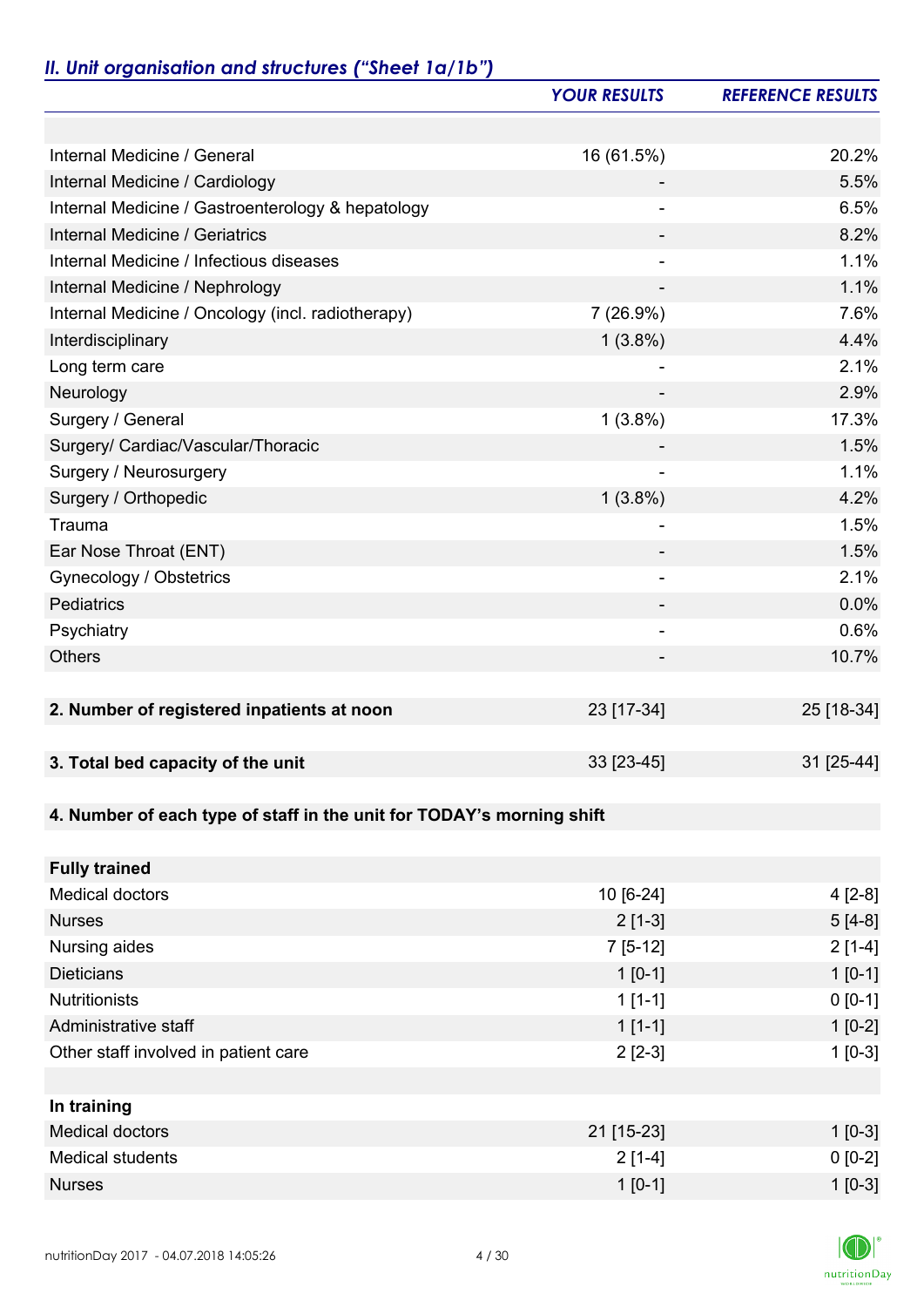## *II. Unit organisation and structures ("Sheet 1a/1b")*

| | *YOUR RESULTS* | *REFERENCE RESULTS* |
|---|---|---|
| | | |
| Internal Medicine / General | 16 (61.5%) | 20.2% |
| Internal Medicine / Cardiology | - | 5.5% |
| Internal Medicine / Gastroenterology & hepatology | - | 6.5% |
| Internal Medicine / Geriatrics | - | 8.2% |
| Internal Medicine / Infectious diseases | - | 1.1% |
| Internal Medicine / Nephrology | - | 1.1% |
| Internal Medicine / Oncology (incl. radiotherapy) | 7 (26.9%) | 7.6% |
| Interdisciplinary | 1 (3.8%) | 4.4% |
| Long term care | - | 2.1% |
| Neurology | - | 2.9% |
| Surgery / General | 1 (3.8%) | 17.3% |
| Surgery/ Cardiac/Vascular/Thoracic | - | 1.5% |
| Surgery / Neurosurgery | - | 1.1% |
| Surgery / Orthopedic | 1 (3.8%) | 4.2% |
| Trauma | - | 1.5% |
| Ear Nose Throat (ENT) | - | 1.5% |
| Gynecology / Obstetrics | - | 2.1% |
| Pediatrics | - | 0.0% |
| Psychiatry | - | 0.6% |
| Others | - | 10.7% |
| | | |
| **2. Number of registered inpatients at noon** | 23 [17-34] | 25 [18-34] |
| | | |
| **3. Total bed capacity of the unit** | 33 [23-45] | 31 [25-44] |
| | | |
| **4. Number of each type of staff in the unit for TODAY's morning shift** | | |
| | | |
| **Fully trained** | | |
| Medical doctors | 10 [6-24] | 4 [2-8] |
| Nurses | 2 [1-3] | 5 [4-8] |
| Nursing aides | 7 [5-12] | 2 [1-4] |
| Dieticians | 1 [0-1] | 1 [0-1] |
| Nutritionists | 1 [1-1] | 0 [0-1] |
| Administrative staff | 1 [1-1] | 1 [0-2] |
| Other staff involved in patient care | 2 [2-3] | 1 [0-3] |
| | | |
| **In training** | | |
| Medical doctors | 21 [15-23] | 1 [0-3] |
| Medical students | 2 [1-4] | 0 [0-2] |
| Nurses | 1 [0-1] | 1 [0-3] |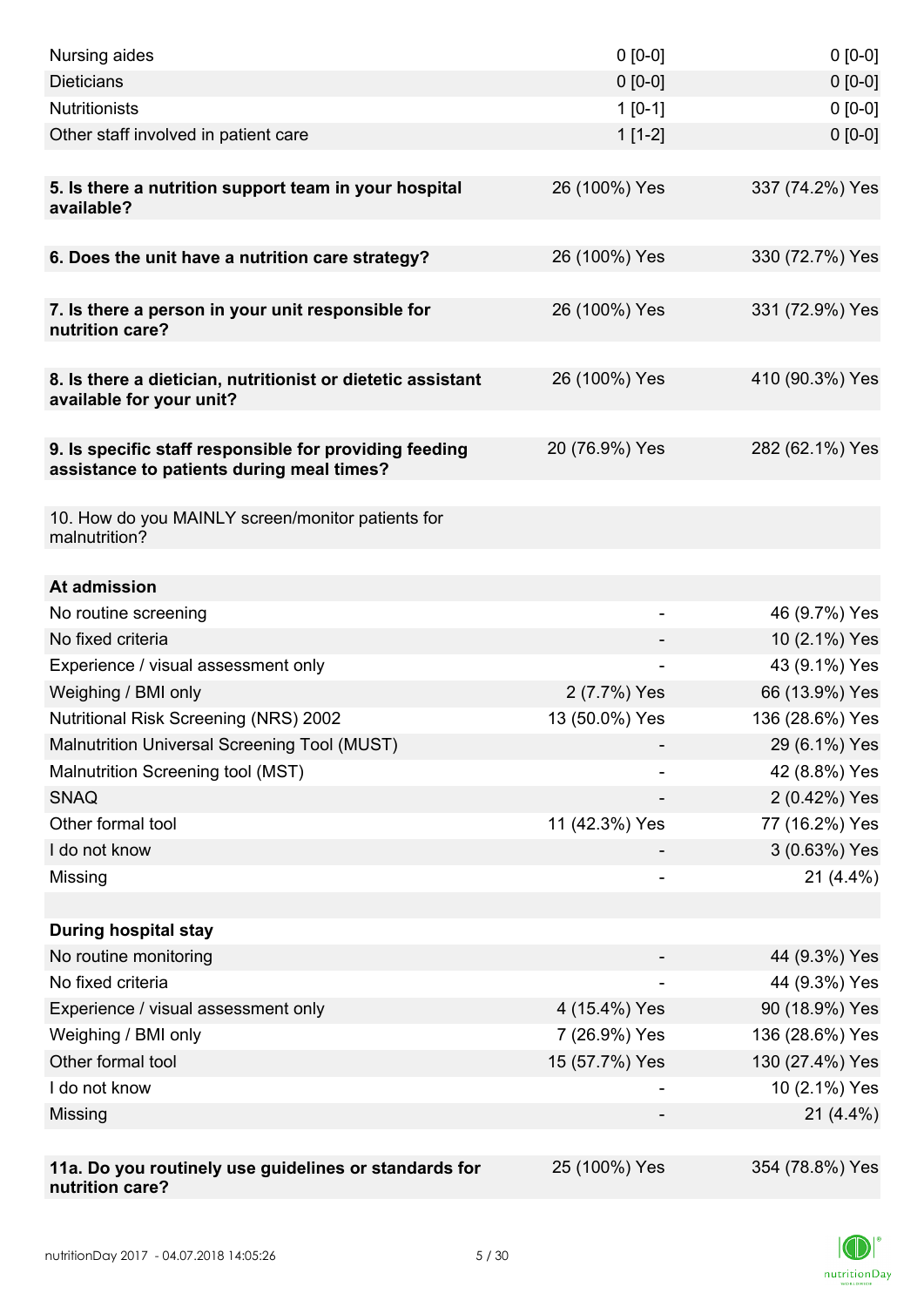| | | |
|---|---|---|
| Nursing aides | 0 [0-0] | 0 [0-0] |
| Dieticians | 0 [0-0] | 0 [0-0] |
| Nutritionists | 1 [0-1] | 0 [0-0] |
| Other staff involved in patient care | 1 [1-2] | 0 [0-0] |
| | | |
| **5. Is there a nutrition support team in your hospital available?** | 26 (100%) Yes | 337 (74.2%) Yes |
| | | |
| **6. Does the unit have a nutrition care strategy?** | 26 (100%) Yes | 330 (72.7%) Yes |
| | | |
| **7. Is there a person in your unit responsible for nutrition care?** | 26 (100%) Yes | 331 (72.9%) Yes |
| | | |
| **8. Is there a dietician, nutritionist or dietetic assistant available for your unit?** | 26 (100%) Yes | 410 (90.3%) Yes |
| | | |
| **9. Is specific staff responsible for providing feeding assistance to patients during meal times?** | 20 (76.9%) Yes | 282 (62.1%) Yes |
| | | |
| 10. How do you MAINLY screen/monitor patients for malnutrition? | | |
| | | |
| **At admission** | | |
| No routine screening | - | 46 (9.7%) Yes |
| No fixed criteria | - | 10 (2.1%) Yes |
| Experience / visual assessment only | - | 43 (9.1%) Yes |
| Weighing / BMI only | 2 (7.7%) Yes | 66 (13.9%) Yes |
| Nutritional Risk Screening (NRS) 2002 | 13 (50.0%) Yes | 136 (28.6%) Yes |
| Malnutrition Universal Screening Tool (MUST) | - | 29 (6.1%) Yes |
| Malnutrition Screening tool (MST) | - | 42 (8.8%) Yes |
| SNAQ | - | 2 (0.42%) Yes |
| Other formal tool | 11 (42.3%) Yes | 77 (16.2%) Yes |
| I do not know | - | 3 (0.63%) Yes |
| Missing | - | 21 (4.4%) |
| | | |
| **During hospital stay** | | |
| No routine monitoring | - | 44 (9.3%) Yes |
| No fixed criteria | - | 44 (9.3%) Yes |
| Experience / visual assessment only | 4 (15.4%) Yes | 90 (18.9%) Yes |
| Weighing / BMI only | 7 (26.9%) Yes | 136 (28.6%) Yes |
| Other formal tool | 15 (57.7%) Yes | 130 (27.4%) Yes |
| I do not know | - | 10 (2.1%) Yes |
| Missing | - | 21 (4.4%) |
| | | |
| **11a. Do you routinely use guidelines or standards for nutrition care?** | 25 (100%) Yes | 354 (78.8%) Yes |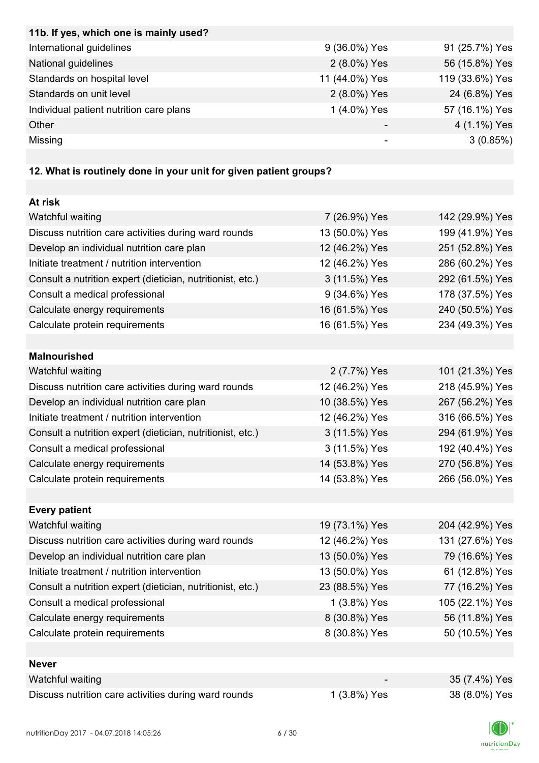| 11b. If yes, which one is mainly used? | | |
| --- | --- | --- |
| International guidelines | 9 (36.0%) Yes | 91 (25.7%) Yes |
| National guidelines | 2 (8.0%) Yes | 56 (15.8%) Yes |
| Standards on hospital level | 11 (44.0%) Yes | 119 (33.6%) Yes |
| Standards on unit level | 2 (8.0%) Yes | 24 (6.8%) Yes |
| Individual patient nutrition care plans | 1 (4.0%) Yes | 57 (16.1%) Yes |
| Other | - | 4 (1.1%) Yes |
| Missing | - | 3 (0.85%) |

**12. What is routinely done in your unit for given patient groups?**

| | | |
| --- | --- | --- |
| **At risk** | | |
| Watchful waiting | 7 (26.9%) Yes | 142 (29.9%) Yes |
| Discuss nutrition care activities during ward rounds | 13 (50.0%) Yes | 199 (41.9%) Yes |
| Develop an individual nutrition care plan | 12 (46.2%) Yes | 251 (52.8%) Yes |
| Initiate treatment / nutrition intervention | 12 (46.2%) Yes | 286 (60.2%) Yes |
| Consult a nutrition expert (dietician, nutritionist, etc.) | 3 (11.5%) Yes | 292 (61.5%) Yes |
| Consult a medical professional | 9 (34.6%) Yes | 178 (37.5%) Yes |
| Calculate energy requirements | 16 (61.5%) Yes | 240 (50.5%) Yes |
| Calculate protein requirements | 16 (61.5%) Yes | 234 (49.3%) Yes |
| **Malnourished** | | |
| Watchful waiting | 2 (7.7%) Yes | 101 (21.3%) Yes |
| Discuss nutrition care activities during ward rounds | 12 (46.2%) Yes | 218 (45.9%) Yes |
| Develop an individual nutrition care plan | 10 (38.5%) Yes | 267 (56.2%) Yes |
| Initiate treatment / nutrition intervention | 12 (46.2%) Yes | 316 (66.5%) Yes |
| Consult a nutrition expert (dietician, nutritionist, etc.) | 3 (11.5%) Yes | 294 (61.9%) Yes |
| Consult a medical professional | 3 (11.5%) Yes | 192 (40.4%) Yes |
| Calculate energy requirements | 14 (53.8%) Yes | 270 (56.8%) Yes |
| Calculate protein requirements | 14 (53.8%) Yes | 266 (56.0%) Yes |
| **Every patient** | | |
| Watchful waiting | 19 (73.1%) Yes | 204 (42.9%) Yes |
| Discuss nutrition care activities during ward rounds | 12 (46.2%) Yes | 131 (27.6%) Yes |
| Develop an individual nutrition care plan | 13 (50.0%) Yes | 79 (16.6%) Yes |
| Initiate treatment / nutrition intervention | 13 (50.0%) Yes | 61 (12.8%) Yes |
| Consult a nutrition expert (dietician, nutritionist, etc.) | 23 (88.5%) Yes | 77 (16.2%) Yes |
| Consult a medical professional | 1 (3.8%) Yes | 105 (22.1%) Yes |
| Calculate energy requirements | 8 (30.8%) Yes | 56 (11.8%) Yes |
| Calculate protein requirements | 8 (30.8%) Yes | 50 (10.5%) Yes |
| **Never** | | |
| Watchful waiting | - | 35 (7.4%) Yes |
| Discuss nutrition care activities during ward rounds | 1 (3.8%) Yes | 38 (8.0%) Yes |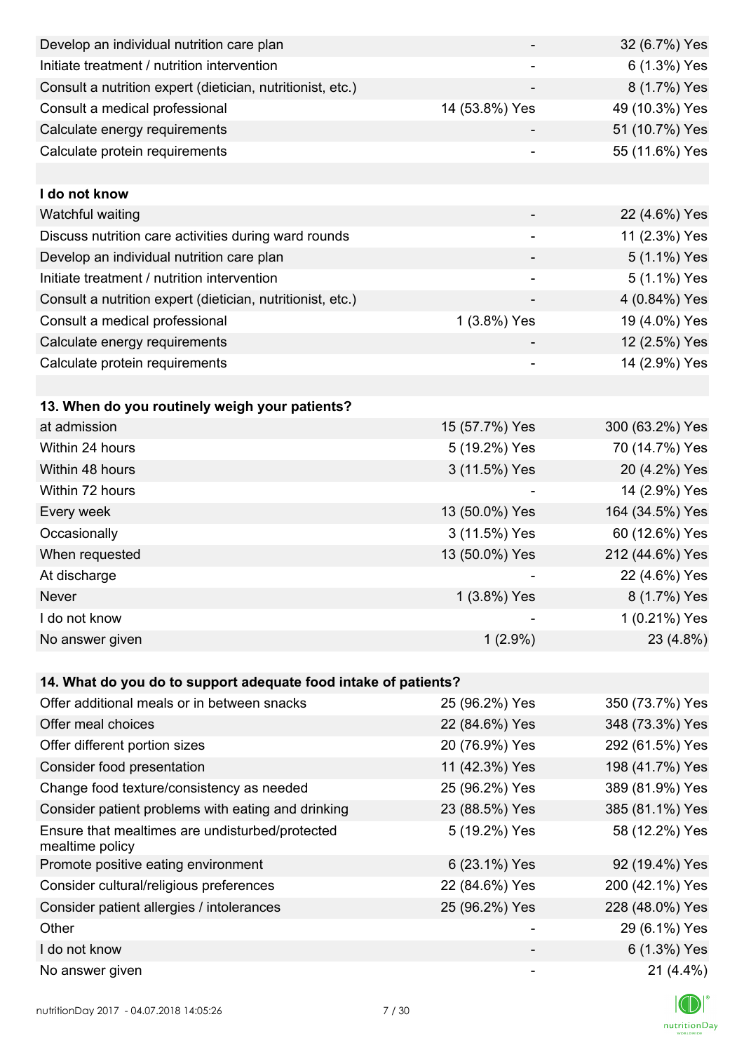| | | |
|---|---|---|
| Develop an individual nutrition care plan | - | 32 (6.7%) Yes |
| Initiate treatment / nutrition intervention | - | 6 (1.3%) Yes |
| Consult a nutrition expert (dietician, nutritionist, etc.) | - | 8 (1.7%) Yes |
| Consult a medical professional | 14 (53.8%) Yes | 49 (10.3%) Yes |
| Calculate energy requirements | - | 51 (10.7%) Yes |
| Calculate protein requirements | - | 55 (11.6%) Yes |
| | | |
| **I do not know** | | |
| Watchful waiting | - | 22 (4.6%) Yes |
| Discuss nutrition care activities during ward rounds | - | 11 (2.3%) Yes |
| Develop an individual nutrition care plan | - | 5 (1.1%) Yes |
| Initiate treatment / nutrition intervention | - | 5 (1.1%) Yes |
| Consult a nutrition expert (dietician, nutritionist, etc.) | - | 4 (0.84%) Yes |
| Consult a medical professional | 1 (3.8%) Yes | 19 (4.0%) Yes |
| Calculate energy requirements | - | 12 (2.5%) Yes |
| Calculate protein requirements | - | 14 (2.9%) Yes |

| **13. When do you routinely weigh your patients?** | | |
|---|---|---|
| at admission | 15 (57.7%) Yes | 300 (63.2%) Yes |
| Within 24 hours | 5 (19.2%) Yes | 70 (14.7%) Yes |
| Within 48 hours | 3 (11.5%) Yes | 20 (4.2%) Yes |
| Within 72 hours | - | 14 (2.9%) Yes |
| Every week | 13 (50.0%) Yes | 164 (34.5%) Yes |
| Occasionally | 3 (11.5%) Yes | 60 (12.6%) Yes |
| When requested | 13 (50.0%) Yes | 212 (44.6%) Yes |
| At discharge | - | 22 (4.6%) Yes |
| Never | 1 (3.8%) Yes | 8 (1.7%) Yes |
| I do not know | - | 1 (0.21%) Yes |
| No answer given | 1 (2.9%) | 23 (4.8%) |

| **14. What do you do to support adequate food intake of patients?** | | |
|---|---|---|
| Offer additional meals or in between snacks | 25 (96.2%) Yes | 350 (73.7%) Yes |
| Offer meal choices | 22 (84.6%) Yes | 348 (73.3%) Yes |
| Offer different portion sizes | 20 (76.9%) Yes | 292 (61.5%) Yes |
| Consider food presentation | 11 (42.3%) Yes | 198 (41.7%) Yes |
| Change food texture/consistency as needed | 25 (96.2%) Yes | 389 (81.9%) Yes |
| Consider patient problems with eating and drinking | 23 (88.5%) Yes | 385 (81.1%) Yes |
| Ensure that mealtimes are undisturbed/protected mealtime policy | 5 (19.2%) Yes | 58 (12.2%) Yes |
| Promote positive eating environment | 6 (23.1%) Yes | 92 (19.4%) Yes |
| Consider cultural/religious preferences | 22 (84.6%) Yes | 200 (42.1%) Yes |
| Consider patient allergies / intolerances | 25 (96.2%) Yes | 228 (48.0%) Yes |
| Other | - | 29 (6.1%) Yes |
| I do not know | - | 6 (1.3%) Yes |
| No answer given | - | 21 (4.4%) |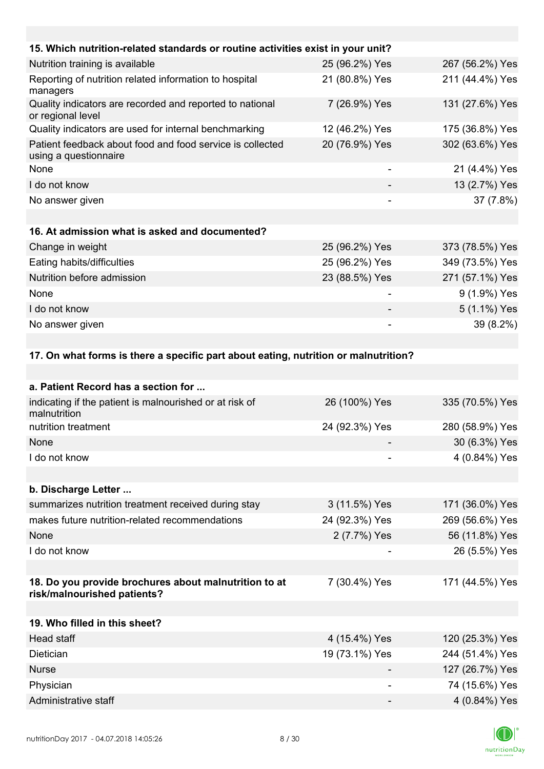| 15. Which nutrition-related standards or routine activities exist in your unit? | | |
|---|---|---|
| Nutrition training is available | 25 (96.2%) Yes | 267 (56.2%) Yes |
| Reporting of nutrition related information to hospital managers | 21 (80.8%) Yes | 211 (44.4%) Yes |
| Quality indicators are recorded and reported to national or regional level | 7 (26.9%) Yes | 131 (27.6%) Yes |
| Quality indicators are used for internal benchmarking | 12 (46.2%) Yes | 175 (36.8%) Yes |
| Patient feedback about food and food service is collected using a questionnaire | 20 (76.9%) Yes | 302 (63.6%) Yes |
| None | - | 21 (4.4%) Yes |
| I do not know | - | 13 (2.7%) Yes |
| No answer given | - | 37 (7.8%) |

| 16. At admission what is asked and documented? | | |
|---|---|---|
| Change in weight | 25 (96.2%) Yes | 373 (78.5%) Yes |
| Eating habits/difficulties | 25 (96.2%) Yes | 349 (73.5%) Yes |
| Nutrition before admission | 23 (88.5%) Yes | 271 (57.1%) Yes |
| None | - | 9 (1.9%) Yes |
| I do not know | - | 5 (1.1%) Yes |
| No answer given | - | 39 (8.2%) |

**17. On what forms is there a specific part about eating, nutrition or malnutrition?**

| a. Patient Record has a section for ... | | |
|---|---|---|
| indicating if the patient is malnourished or at risk of malnutrition | 26 (100%) Yes | 335 (70.5%) Yes |
| nutrition treatment | 24 (92.3%) Yes | 280 (58.9%) Yes |
| None | - | 30 (6.3%) Yes |
| I do not know | - | 4 (0.84%) Yes |

| b. Discharge Letter ... | | |
|---|---|---|
| summarizes nutrition treatment received during stay | 3 (11.5%) Yes | 171 (36.0%) Yes |
| makes future nutrition-related recommendations | 24 (92.3%) Yes | 269 (56.6%) Yes |
| None | 2 (7.7%) Yes | 56 (11.8%) Yes |
| I do not know | - | 26 (5.5%) Yes |

| 18. Do you provide brochures about malnutrition to at risk/malnourished patients? | 7 (30.4%) Yes | 171 (44.5%) Yes |
|---|---|---|

| 19. Who filled in this sheet? | | |
|---|---|---|
| Head staff | 4 (15.4%) Yes | 120 (25.3%) Yes |
| Dietician | 19 (73.1%) Yes | 244 (51.4%) Yes |
| Nurse | - | 127 (26.7%) Yes |
| Physician | - | 74 (15.6%) Yes |
| Administrative staff | - | 4 (0.84%) Yes |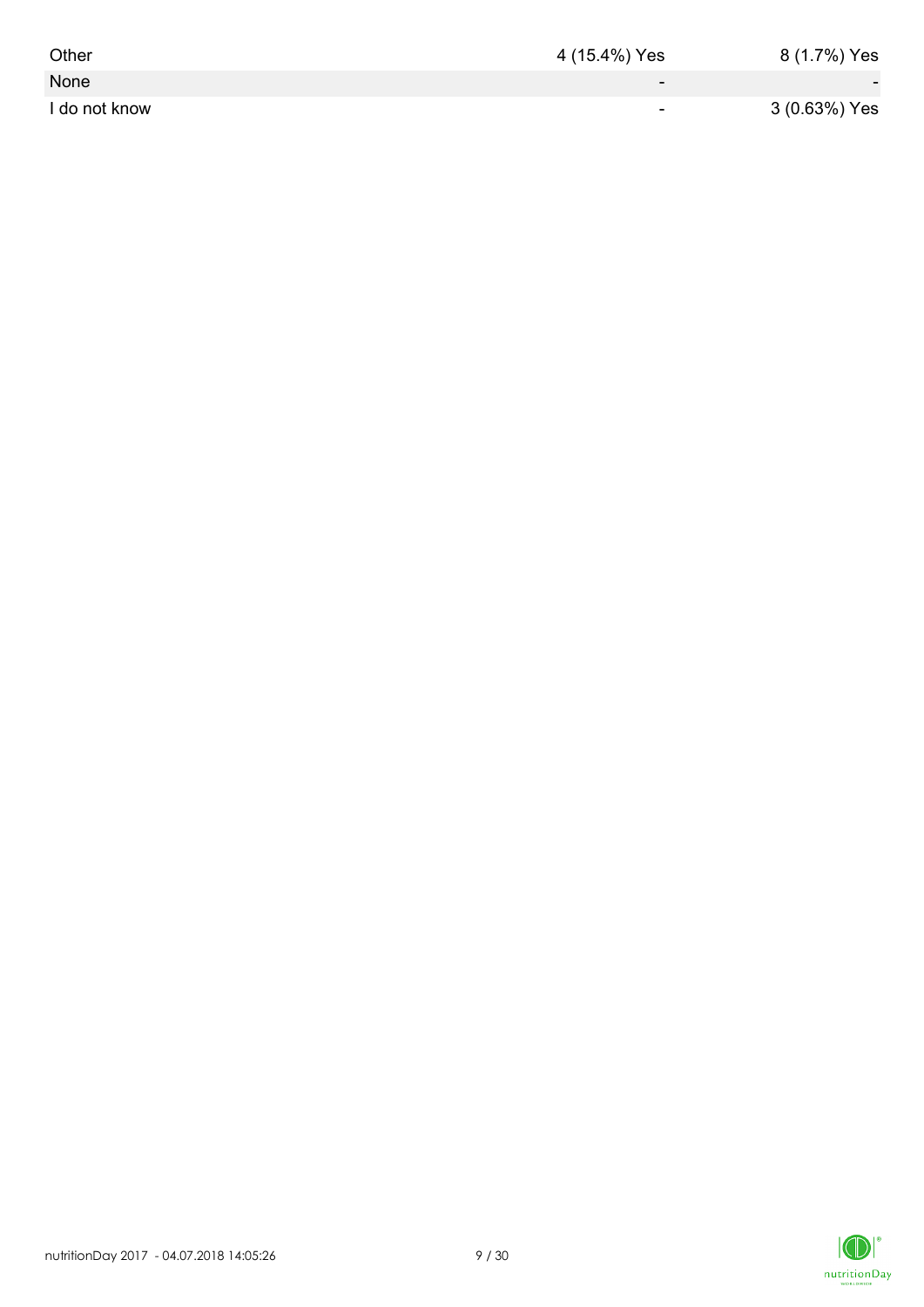| | | |
|---|---|---|
| Other | 4 (15.4%) Yes | 8 (1.7%) Yes |
| None | - | - |
| I do not know | - | 3 (0.63%) Yes |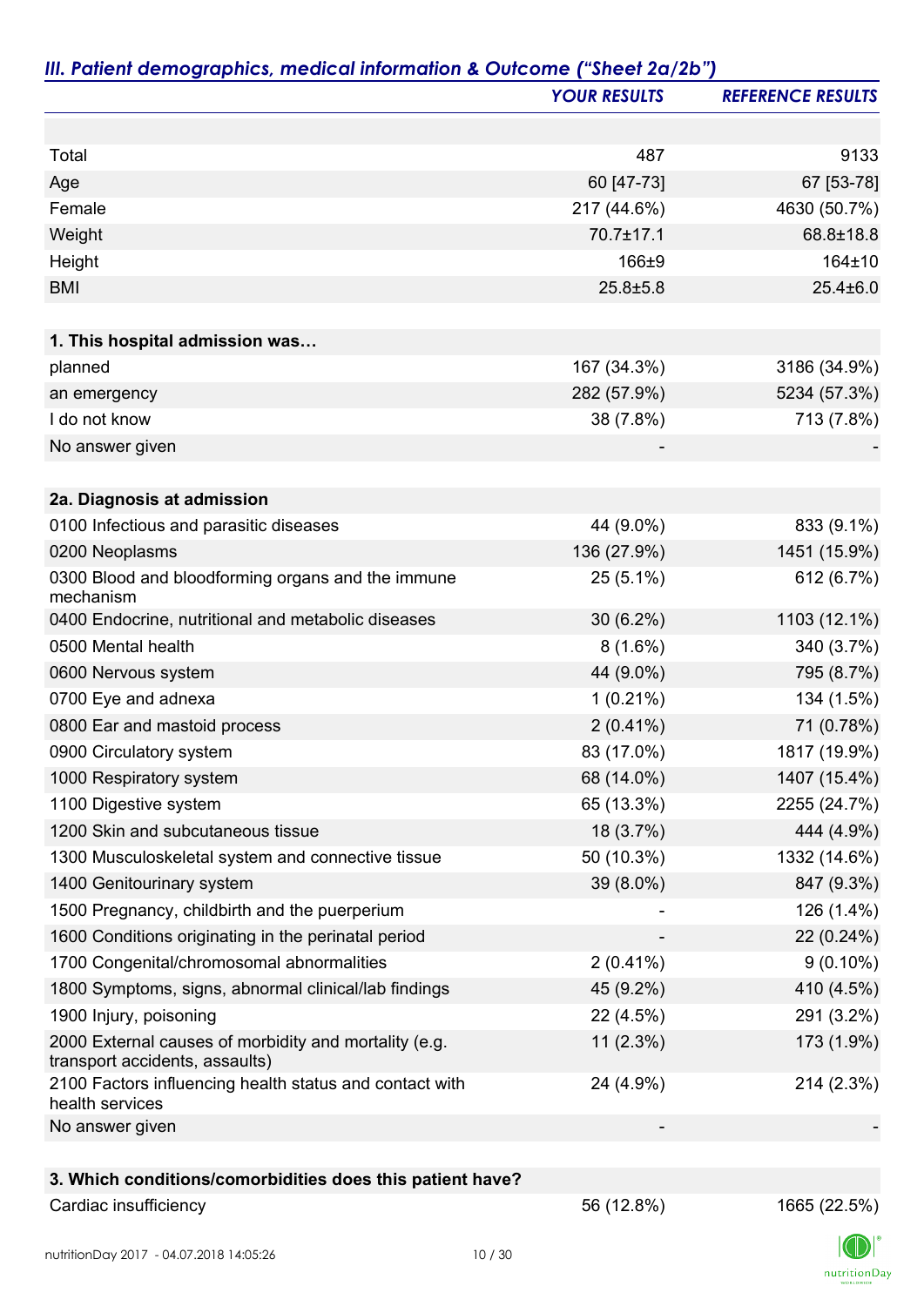## *III. Patient demographics, medical information & Outcome ("Sheet 2a/2b")*

| | *YOUR RESULTS* | *REFERENCE RESULTS* |
|---|---|---|
| | | |
| Total | 487 | 9133 |
| Age | 60 [47-73] | 67 [53-78] |
| Female | 217 (44.6%) | 4630 (50.7%) |
| Weight | 70.7±17.1 | 68.8±18.8 |
| Height | 166±9 | 164±10 |
| BMI | 25.8±5.8 | 25.4±6.0 |
| | | |
| **1. This hospital admission was…** | | |
| planned | 167 (34.3%) | 3186 (34.9%) |
| an emergency | 282 (57.9%) | 5234 (57.3%) |
| I do not know | 38 (7.8%) | 713 (7.8%) |
| No answer given | - | - |
| | | |
| **2a. Diagnosis at admission** | | |
| 0100 Infectious and parasitic diseases | 44 (9.0%) | 833 (9.1%) |
| 0200 Neoplasms | 136 (27.9%) | 1451 (15.9%) |
| 0300 Blood and bloodforming organs and the immune mechanism | 25 (5.1%) | 612 (6.7%) |
| 0400 Endocrine, nutritional and metabolic diseases | 30 (6.2%) | 1103 (12.1%) |
| 0500 Mental health | 8 (1.6%) | 340 (3.7%) |
| 0600 Nervous system | 44 (9.0%) | 795 (8.7%) |
| 0700 Eye and adnexa | 1 (0.21%) | 134 (1.5%) |
| 0800 Ear and mastoid process | 2 (0.41%) | 71 (0.78%) |
| 0900 Circulatory system | 83 (17.0%) | 1817 (19.9%) |
| 1000 Respiratory system | 68 (14.0%) | 1407 (15.4%) |
| 1100 Digestive system | 65 (13.3%) | 2255 (24.7%) |
| 1200 Skin and subcutaneous tissue | 18 (3.7%) | 444 (4.9%) |
| 1300 Musculoskeletal system and connective tissue | 50 (10.3%) | 1332 (14.6%) |
| 1400 Genitourinary system | 39 (8.0%) | 847 (9.3%) |
| 1500 Pregnancy, childbirth and the puerperium | - | 126 (1.4%) |
| 1600 Conditions originating in the perinatal period | - | 22 (0.24%) |
| 1700 Congenital/chromosomal abnormalities | 2 (0.41%) | 9 (0.10%) |
| 1800 Symptoms, signs, abnormal clinical/lab findings | 45 (9.2%) | 410 (4.5%) |
| 1900 Injury, poisoning | 22 (4.5%) | 291 (3.2%) |
| 2000 External causes of morbidity and mortality (e.g. transport accidents, assaults) | 11 (2.3%) | 173 (1.9%) |
| 2100 Factors influencing health status and contact with health services | 24 (4.9%) | 214 (2.3%) |
| No answer given | - | - |
| | | |
| **3. Which conditions/comorbidities does this patient have?** | | |
| Cardiac insufficiency | 56 (12.8%) | 1665 (22.5%) |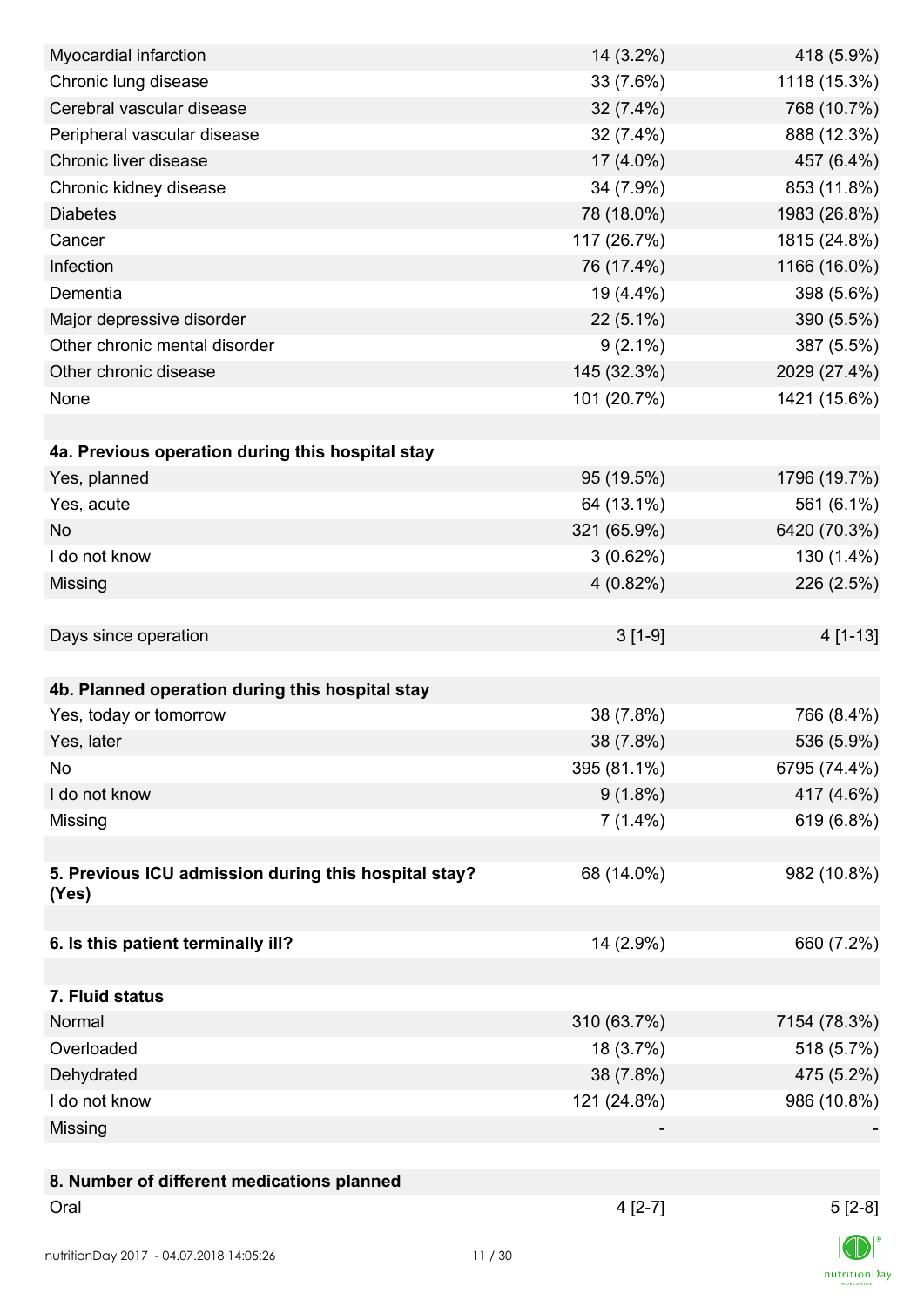| | | |
|---|---|---|
| Myocardial infarction | 14 (3.2%) | 418 (5.9%) |
| Chronic lung disease | 33 (7.6%) | 1118 (15.3%) |
| Cerebral vascular disease | 32 (7.4%) | 768 (10.7%) |
| Peripheral vascular disease | 32 (7.4%) | 888 (12.3%) |
| Chronic liver disease | 17 (4.0%) | 457 (6.4%) |
| Chronic kidney disease | 34 (7.9%) | 853 (11.8%) |
| Diabetes | 78 (18.0%) | 1983 (26.8%) |
| Cancer | 117 (26.7%) | 1815 (24.8%) |
| Infection | 76 (17.4%) | 1166 (16.0%) |
| Dementia | 19 (4.4%) | 398 (5.6%) |
| Major depressive disorder | 22 (5.1%) | 390 (5.5%) |
| Other chronic mental disorder | 9 (2.1%) | 387 (5.5%) |
| Other chronic disease | 145 (32.3%) | 2029 (27.4%) |
| None | 101 (20.7%) | 1421 (15.6%) |
| | | |
| **4a. Previous operation during this hospital stay** | | |
| Yes, planned | 95 (19.5%) | 1796 (19.7%) |
| Yes, acute | 64 (13.1%) | 561 (6.1%) |
| No | 321 (65.9%) | 6420 (70.3%) |
| I do not know | 3 (0.62%) | 130 (1.4%) |
| Missing | 4 (0.82%) | 226 (2.5%) |
| | | |
| Days since operation | 3 [1-9] | 4 [1-13] |
| | | |
| **4b. Planned operation during this hospital stay** | | |
| Yes, today or tomorrow | 38 (7.8%) | 766 (8.4%) |
| Yes, later | 38 (7.8%) | 536 (5.9%) |
| No | 395 (81.1%) | 6795 (74.4%) |
| I do not know | 9 (1.8%) | 417 (4.6%) |
| Missing | 7 (1.4%) | 619 (6.8%) |
| | | |
| **5. Previous ICU admission during this hospital stay? (Yes)** | 68 (14.0%) | 982 (10.8%) |
| | | |
| **6. Is this patient terminally ill?** | 14 (2.9%) | 660 (7.2%) |
| | | |
| **7. Fluid status** | | |
| Normal | 310 (63.7%) | 7154 (78.3%) |
| Overloaded | 18 (3.7%) | 518 (5.7%) |
| Dehydrated | 38 (7.8%) | 475 (5.2%) |
| I do not know | 121 (24.8%) | 986 (10.8%) |
| Missing | - | - |
| | | |
| **8. Number of different medications planned** | | |
| Oral | 4 [2-7] | 5 [2-8] |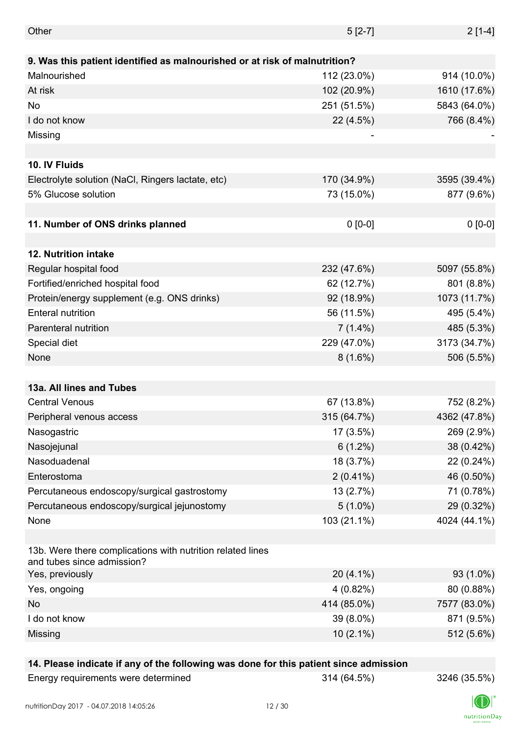| | | |
|---|---|---|
| Other | 5 [2-7] | 2 [1-4] |
| | | |
| **9. Was this patient identified as malnourished or at risk of malnutrition?** | | |
| Malnourished | 112 (23.0%) | 914 (10.0%) |
| At risk | 102 (20.9%) | 1610 (17.6%) |
| No | 251 (51.5%) | 5843 (64.0%) |
| I do not know | 22 (4.5%) | 766 (8.4%) |
| Missing | - | - |
| | | |
| **10. IV Fluids** | | |
| Electrolyte solution (NaCl, Ringers lactate, etc) | 170 (34.9%) | 3595 (39.4%) |
| 5% Glucose solution | 73 (15.0%) | 877 (9.6%) |
| | | |
| **11. Number of ONS drinks planned** | 0 [0-0] | 0 [0-0] |
| | | |
| **12. Nutrition intake** | | |
| Regular hospital food | 232 (47.6%) | 5097 (55.8%) |
| Fortified/enriched hospital food | 62 (12.7%) | 801 (8.8%) |
| Protein/energy supplement (e.g. ONS drinks) | 92 (18.9%) | 1073 (11.7%) |
| Enteral nutrition | 56 (11.5%) | 495 (5.4%) |
| Parenteral nutrition | 7 (1.4%) | 485 (5.3%) |
| Special diet | 229 (47.0%) | 3173 (34.7%) |
| None | 8 (1.6%) | 506 (5.5%) |
| | | |
| **13a. All lines and Tubes** | | |
| Central Venous | 67 (13.8%) | 752 (8.2%) |
| Peripheral venous access | 315 (64.7%) | 4362 (47.8%) |
| Nasogastric | 17 (3.5%) | 269 (2.9%) |
| Nasojejunal | 6 (1.2%) | 38 (0.42%) |
| Nasoduadenal | 18 (3.7%) | 22 (0.24%) |
| Enterostoma | 2 (0.41%) | 46 (0.50%) |
| Percutaneous endoscopy/surgical gastrostomy | 13 (2.7%) | 71 (0.78%) |
| Percutaneous endoscopy/surgical jejunostomy | 5 (1.0%) | 29 (0.32%) |
| None | 103 (21.1%) | 4024 (44.1%) |
| | | |
| 13b. Were there complications with nutrition related lines and tubes since admission? | | |
| Yes, previously | 20 (4.1%) | 93 (1.0%) |
| Yes, ongoing | 4 (0.82%) | 80 (0.88%) |
| No | 414 (85.0%) | 7577 (83.0%) |
| I do not know | 39 (8.0%) | 871 (9.5%) |
| Missing | 10 (2.1%) | 512 (5.6%) |
| | | |
| **14. Please indicate if any of the following was done for this patient since admission** | | |
| Energy requirements were determined | 314 (64.5%) | 3246 (35.5%) |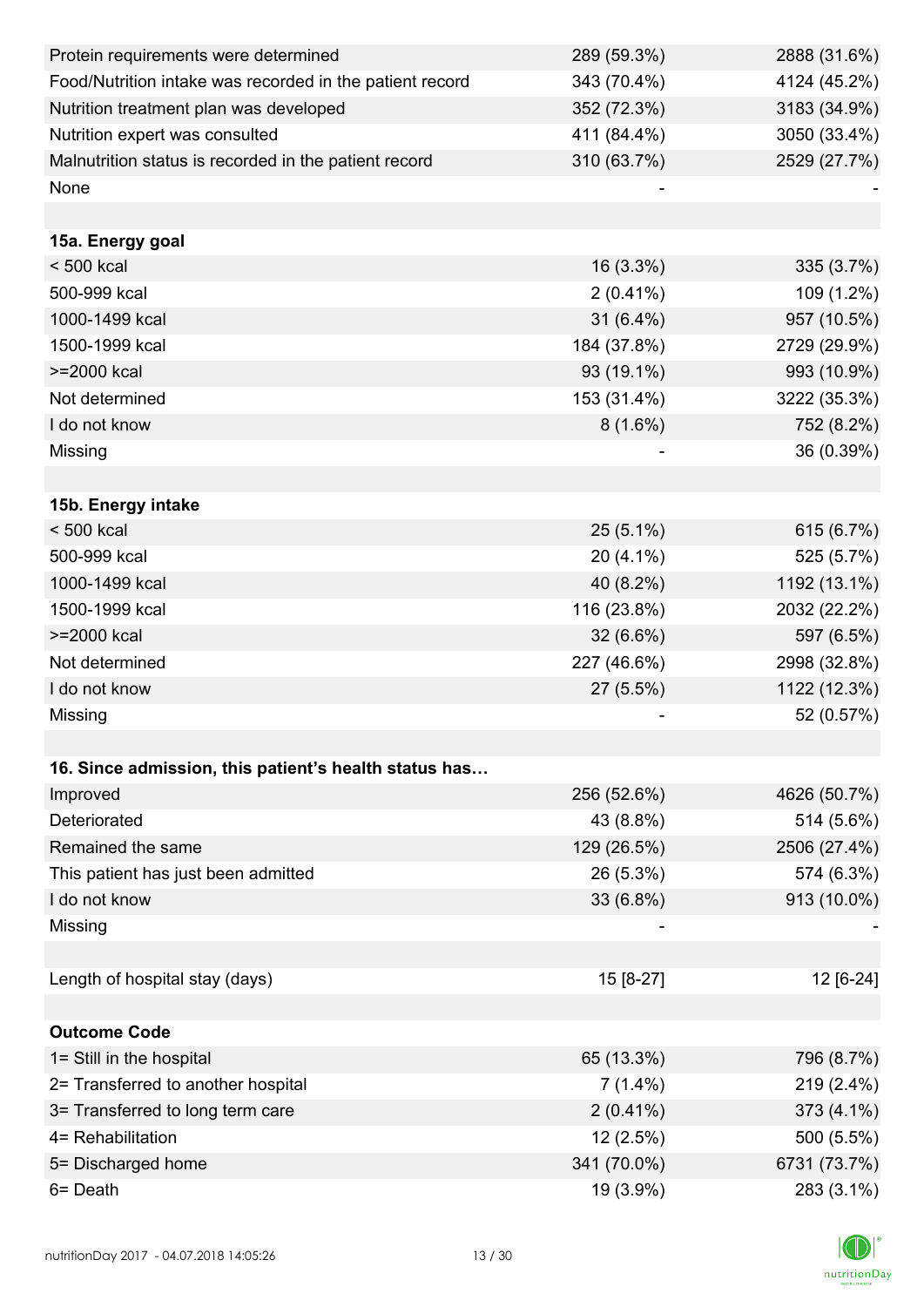| | | |
|---|---|---|
| Protein requirements were determined | 289 (59.3%) | 2888 (31.6%) |
| Food/Nutrition intake was recorded in the patient record | 343 (70.4%) | 4124 (45.2%) |
| Nutrition treatment plan was developed | 352 (72.3%) | 3183 (34.9%) |
| Nutrition expert was consulted | 411 (84.4%) | 3050 (33.4%) |
| Malnutrition status is recorded in the patient record | 310 (63.7%) | 2529 (27.7%) |
| None | - | - |
| | | |
| **15a. Energy goal** | | |
| < 500 kcal | 16 (3.3%) | 335 (3.7%) |
| 500-999 kcal | 2 (0.41%) | 109 (1.2%) |
| 1000-1499 kcal | 31 (6.4%) | 957 (10.5%) |
| 1500-1999 kcal | 184 (37.8%) | 2729 (29.9%) |
| >=2000 kcal | 93 (19.1%) | 993 (10.9%) |
| Not determined | 153 (31.4%) | 3222 (35.3%) |
| I do not know | 8 (1.6%) | 752 (8.2%) |
| Missing | - | 36 (0.39%) |
| | | |
| **15b. Energy intake** | | |
| < 500 kcal | 25 (5.1%) | 615 (6.7%) |
| 500-999 kcal | 20 (4.1%) | 525 (5.7%) |
| 1000-1499 kcal | 40 (8.2%) | 1192 (13.1%) |
| 1500-1999 kcal | 116 (23.8%) | 2032 (22.2%) |
| >=2000 kcal | 32 (6.6%) | 597 (6.5%) |
| Not determined | 227 (46.6%) | 2998 (32.8%) |
| I do not know | 27 (5.5%) | 1122 (12.3%) |
| Missing | - | 52 (0.57%) |
| | | |
| **16. Since admission, this patient's health status has…** | | |
| Improved | 256 (52.6%) | 4626 (50.7%) |
| Deteriorated | 43 (8.8%) | 514 (5.6%) |
| Remained the same | 129 (26.5%) | 2506 (27.4%) |
| This patient has just been admitted | 26 (5.3%) | 574 (6.3%) |
| I do not know | 33 (6.8%) | 913 (10.0%) |
| Missing | - | - |
| | | |
| Length of hospital stay (days) | 15 [8-27] | 12 [6-24] |
| | | |
| **Outcome Code** | | |
| 1= Still in the hospital | 65 (13.3%) | 796 (8.7%) |
| 2= Transferred to another hospital | 7 (1.4%) | 219 (2.4%) |
| 3= Transferred to long term care | 2 (0.41%) | 373 (4.1%) |
| 4= Rehabilitation | 12 (2.5%) | 500 (5.5%) |
| 5= Discharged home | 341 (70.0%) | 6731 (73.7%) |
| 6= Death | 19 (3.9%) | 283 (3.1%) |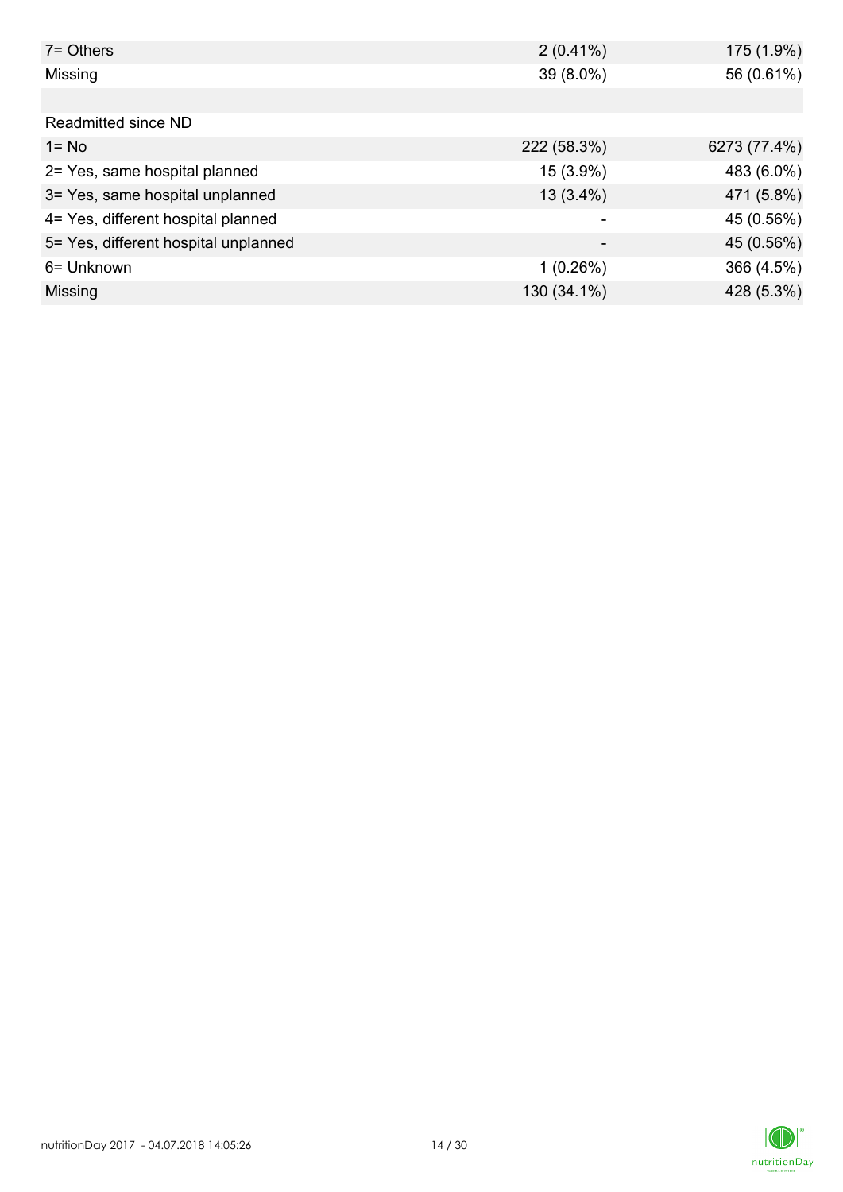| | | |
|---|---|---|
| 7= Others | 2 (0.41%) | 175 (1.9%) |
| Missing | 39 (8.0%) | 56 (0.61%) |
| | | |
| Readmitted since ND | | |
| 1= No | 222 (58.3%) | 6273 (77.4%) |
| 2= Yes, same hospital planned | 15 (3.9%) | 483 (6.0%) |
| 3= Yes, same hospital unplanned | 13 (3.4%) | 471 (5.8%) |
| 4= Yes, different hospital planned | - | 45 (0.56%) |
| 5= Yes, different hospital unplanned | - | 45 (0.56%) |
| 6= Unknown | 1 (0.26%) | 366 (4.5%) |
| Missing | 130 (34.1%) | 428 (5.3%) |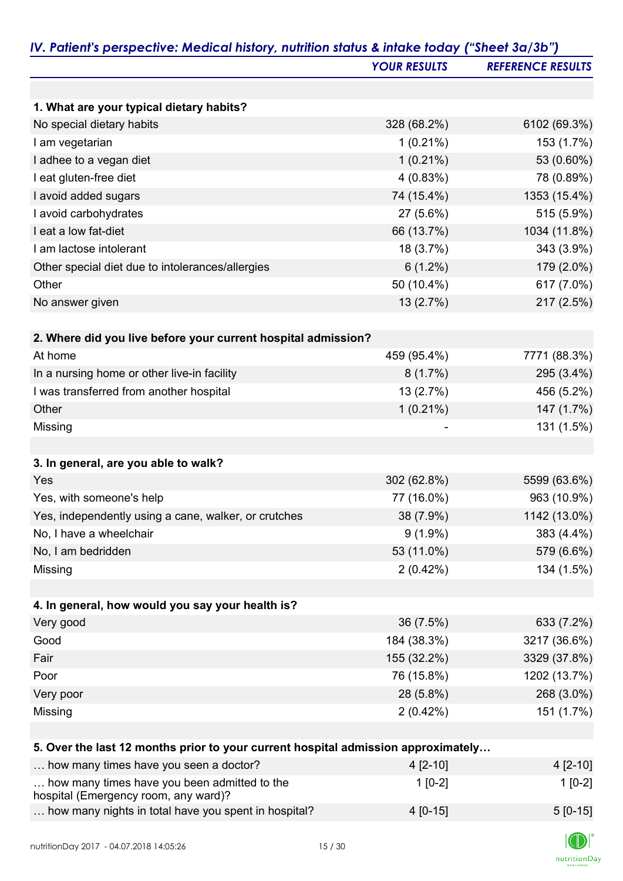## *IV. Patient's perspective: Medical history, nutrition status & intake today ("Sheet 3a/3b")*

| | *YOUR RESULTS* | *REFERENCE RESULTS* |
|---|---|---|
| **1. What are your typical dietary habits?** | | |
| No special dietary habits | 328 (68.2%) | 6102 (69.3%) |
| I am vegetarian | 1 (0.21%) | 153 (1.7%) |
| I adhee to a vegan diet | 1 (0.21%) | 53 (0.60%) |
| I eat gluten-free diet | 4 (0.83%) | 78 (0.89%) |
| I avoid added sugars | 74 (15.4%) | 1353 (15.4%) |
| I avoid carbohydrates | 27 (5.6%) | 515 (5.9%) |
| I eat a low fat-diet | 66 (13.7%) | 1034 (11.8%) |
| I am lactose intolerant | 18 (3.7%) | 343 (3.9%) |
| Other special diet due to intolerances/allergies | 6 (1.2%) | 179 (2.0%) |
| Other | 50 (10.4%) | 617 (7.0%) |
| No answer given | 13 (2.7%) | 217 (2.5%) |
| **2. Where did you live before your current hospital admission?** | | |
| At home | 459 (95.4%) | 7771 (88.3%) |
| In a nursing home or other live-in facility | 8 (1.7%) | 295 (3.4%) |
| I was transferred from another hospital | 13 (2.7%) | 456 (5.2%) |
| Other | 1 (0.21%) | 147 (1.7%) |
| Missing | - | 131 (1.5%) |
| **3. In general, are you able to walk?** | | |
| Yes | 302 (62.8%) | 5599 (63.6%) |
| Yes, with someone's help | 77 (16.0%) | 963 (10.9%) |
| Yes, independently using a cane, walker, or crutches | 38 (7.9%) | 1142 (13.0%) |
| No, I have a wheelchair | 9 (1.9%) | 383 (4.4%) |
| No, I am bedridden | 53 (11.0%) | 579 (6.6%) |
| Missing | 2 (0.42%) | 134 (1.5%) |
| **4. In general, how would you say your health is?** | | |
| Very good | 36 (7.5%) | 633 (7.2%) |
| Good | 184 (38.3%) | 3217 (36.6%) |
| Fair | 155 (32.2%) | 3329 (37.8%) |
| Poor | 76 (15.8%) | 1202 (13.7%) |
| Very poor | 28 (5.8%) | 268 (3.0%) |
| Missing | 2 (0.42%) | 151 (1.7%) |
| **5. Over the last 12 months prior to your current hospital admission approximately…** | | |
| … how many times have you seen a doctor? | 4 [2-10] | 4 [2-10] |
| … how many times have you been admitted to the hospital (Emergency room, any ward)? | 1 [0-2] | 1 [0-2] |
| … how many nights in total have you spent in hospital? | 4 [0-15] | 5 [0-15] |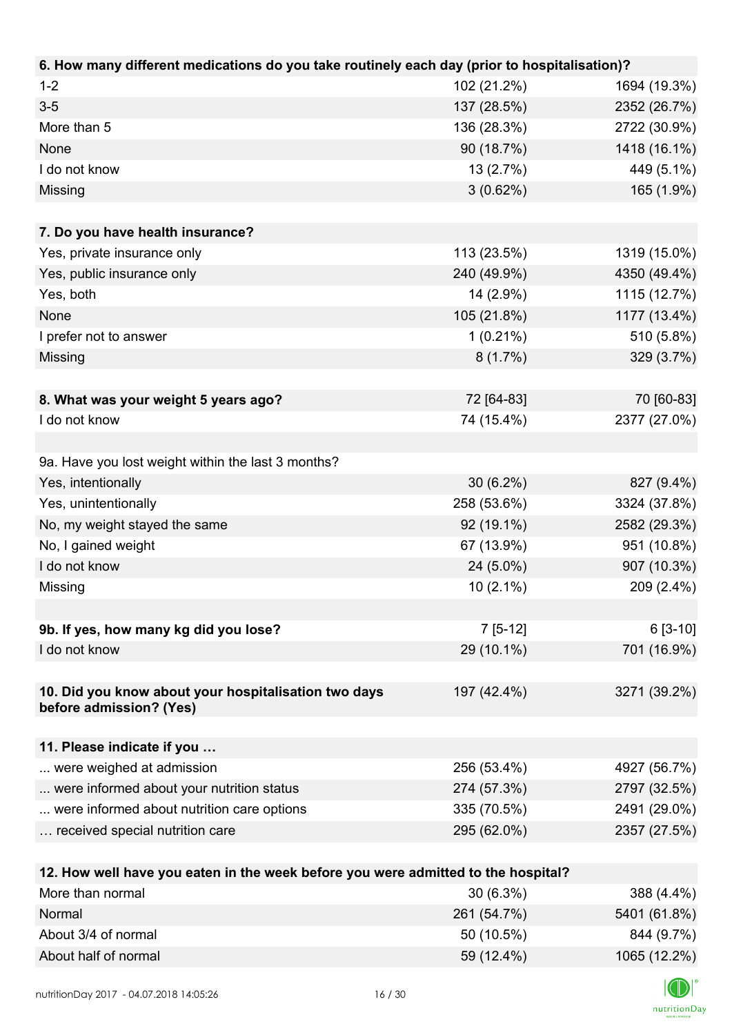| 6. How many different medications do you take routinely each day (prior to hospitalisation)? | | |
|---|---|---|
| 1-2 | 102 (21.2%) | 1694 (19.3%) |
| 3-5 | 137 (28.5%) | 2352 (26.7%) |
| More than 5 | 136 (28.3%) | 2722 (30.9%) |
| None | 90 (18.7%) | 1418 (16.1%) |
| I do not know | 13 (2.7%) | 449 (5.1%) |
| Missing | 3 (0.62%) | 165 (1.9%) |

| 7. Do you have health insurance? | | |
|---|---|---|
| Yes, private insurance only | 113 (23.5%) | 1319 (15.0%) |
| Yes, public insurance only | 240 (49.9%) | 4350 (49.4%) |
| Yes, both | 14 (2.9%) | 1115 (12.7%) |
| None | 105 (21.8%) | 1177 (13.4%) |
| I prefer not to answer | 1 (0.21%) | 510 (5.8%) |
| Missing | 8 (1.7%) | 329 (3.7%) |

| 8. What was your weight 5 years ago? | 72 [64-83] | 70 [60-83] |
|---|---|---|
| I do not know | 74 (15.4%) | 2377 (27.0%) |

| 9a. Have you lost weight within the last 3 months? | | |
|---|---|---|
| Yes, intentionally | 30 (6.2%) | 827 (9.4%) |
| Yes, unintentionally | 258 (53.6%) | 3324 (37.8%) |
| No, my weight stayed the same | 92 (19.1%) | 2582 (29.3%) |
| No, I gained weight | 67 (13.9%) | 951 (10.8%) |
| I do not know | 24 (5.0%) | 907 (10.3%) |
| Missing | 10 (2.1%) | 209 (2.4%) |

| 9b. If yes, how many kg did you lose? | 7 [5-12] | 6 [3-10] |
|---|---|---|
| I do not know | 29 (10.1%) | 701 (16.9%) |

| 10. Did you know about your hospitalisation two days before admission? (Yes) | 197 (42.4%) | 3271 (39.2%) |
|---|---|---|

| 11. Please indicate if you … | | |
|---|---|---|
| ... were weighed at admission | 256 (53.4%) | 4927 (56.7%) |
| ... were informed about your nutrition status | 274 (57.3%) | 2797 (32.5%) |
| ... were informed about nutrition care options | 335 (70.5%) | 2491 (29.0%) |
| … received special nutrition care | 295 (62.0%) | 2357 (27.5%) |

| 12. How well have you eaten in the week before you were admitted to the hospital? | | |
|---|---|---|
| More than normal | 30 (6.3%) | 388 (4.4%) |
| Normal | 261 (54.7%) | 5401 (61.8%) |
| About 3/4 of normal | 50 (10.5%) | 844 (9.7%) |
| About half of normal | 59 (12.4%) | 1065 (12.2%) |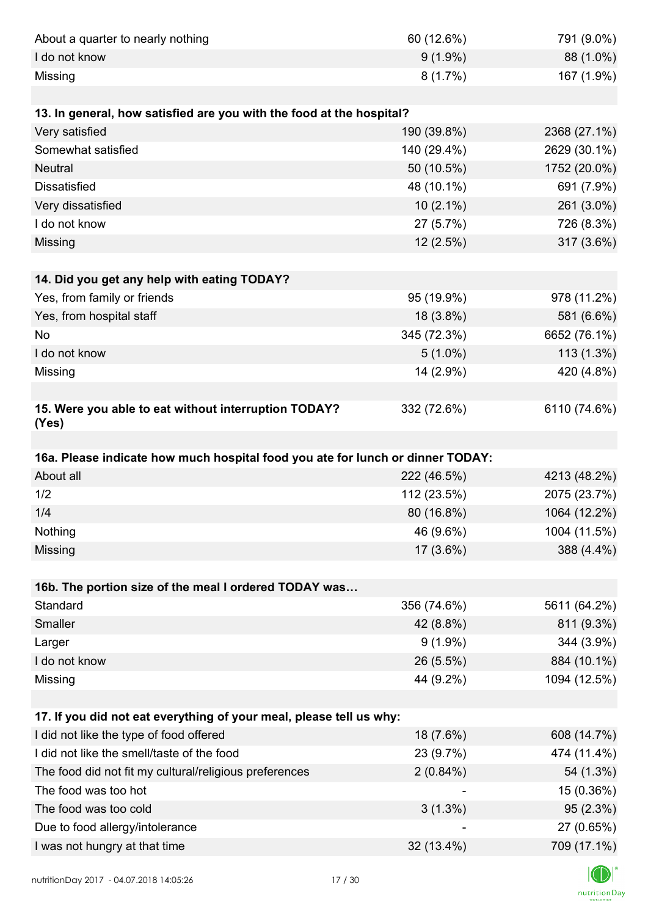| | | |
|---|---|---|
| About a quarter to nearly nothing | 60 (12.6%) | 791 (9.0%) |
| I do not know | 9 (1.9%) | 88 (1.0%) |
| Missing | 8 (1.7%) | 167 (1.9%) |

| **13. In general, how satisfied are you with the food at the hospital?** | | |
|---|---|---|
| Very satisfied | 190 (39.8%) | 2368 (27.1%) |
| Somewhat satisfied | 140 (29.4%) | 2629 (30.1%) |
| Neutral | 50 (10.5%) | 1752 (20.0%) |
| Dissatisfied | 48 (10.1%) | 691 (7.9%) |
| Very dissatisfied | 10 (2.1%) | 261 (3.0%) |
| I do not know | 27 (5.7%) | 726 (8.3%) |
| Missing | 12 (2.5%) | 317 (3.6%) |

| **14. Did you get any help with eating TODAY?** | | |
|---|---|---|
| Yes, from family or friends | 95 (19.9%) | 978 (11.2%) |
| Yes, from hospital staff | 18 (3.8%) | 581 (6.6%) |
| No | 345 (72.3%) | 6652 (76.1%) |
| I do not know | 5 (1.0%) | 113 (1.3%) |
| Missing | 14 (2.9%) | 420 (4.8%) |

| **15. Were you able to eat without interruption TODAY? (Yes)** | 332 (72.6%) | 6110 (74.6%) |
|---|---|---|

| **16a. Please indicate how much hospital food you ate for lunch or dinner TODAY:** | | |
|---|---|---|
| About all | 222 (46.5%) | 4213 (48.2%) |
| 1/2 | 112 (23.5%) | 2075 (23.7%) |
| 1/4 | 80 (16.8%) | 1064 (12.2%) |
| Nothing | 46 (9.6%) | 1004 (11.5%) |
| Missing | 17 (3.6%) | 388 (4.4%) |

| **16b. The portion size of the meal I ordered TODAY was…** | | |
|---|---|---|
| Standard | 356 (74.6%) | 5611 (64.2%) |
| Smaller | 42 (8.8%) | 811 (9.3%) |
| Larger | 9 (1.9%) | 344 (3.9%) |
| I do not know | 26 (5.5%) | 884 (10.1%) |
| Missing | 44 (9.2%) | 1094 (12.5%) |

| **17. If you did not eat everything of your meal, please tell us why:** | | |
|---|---|---|
| I did not like the type of food offered | 18 (7.6%) | 608 (14.7%) |
| I did not like the smell/taste of the food | 23 (9.7%) | 474 (11.4%) |
| The food did not fit my cultural/religious preferences | 2 (0.84%) | 54 (1.3%) |
| The food was too hot | - | 15 (0.36%) |
| The food was too cold | 3 (1.3%) | 95 (2.3%) |
| Due to food allergy/intolerance | - | 27 (0.65%) |
| I was not hungry at that time | 32 (13.4%) | 709 (17.1%) |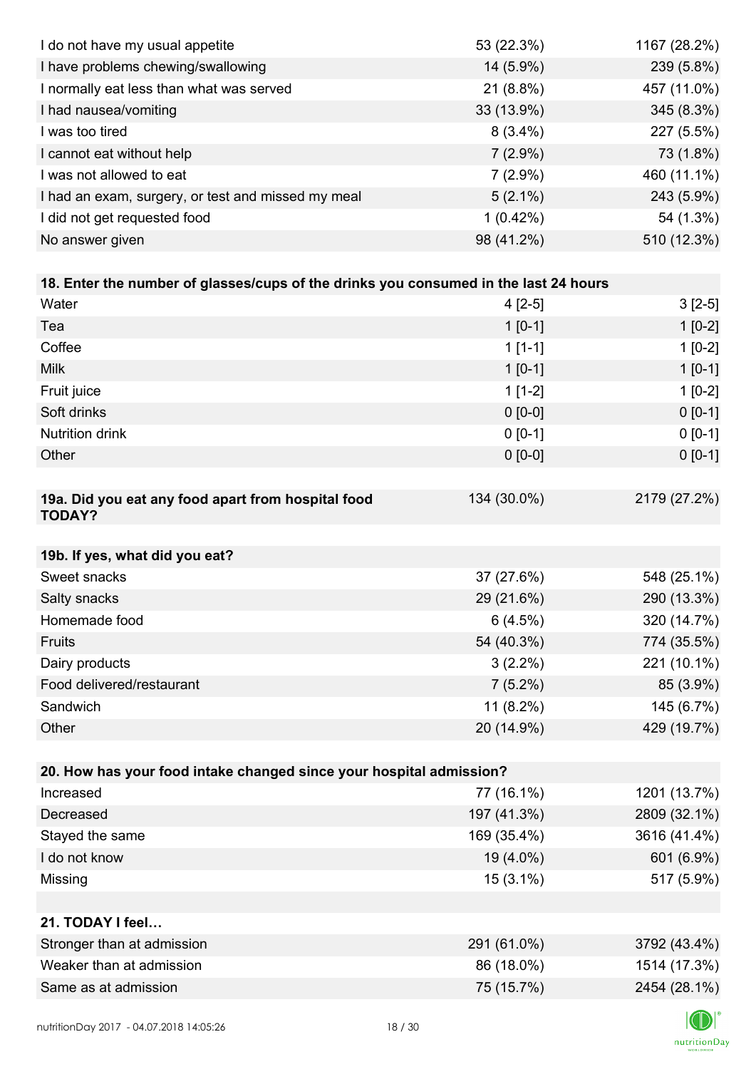| | | |
|---|---|---|
| I do not have my usual appetite | 53 (22.3%) | 1167 (28.2%) |
| I have problems chewing/swallowing | 14 (5.9%) | 239 (5.8%) |
| I normally eat less than what was served | 21 (8.8%) | 457 (11.0%) |
| I had nausea/vomiting | 33 (13.9%) | 345 (8.3%) |
| I was too tired | 8 (3.4%) | 227 (5.5%) |
| I cannot eat without help | 7 (2.9%) | 73 (1.8%) |
| I was not allowed to eat | 7 (2.9%) | 460 (11.1%) |
| I had an exam, surgery, or test and missed my meal | 5 (2.1%) | 243 (5.9%) |
| I did not get requested food | 1 (0.42%) | 54 (1.3%) |
| No answer given | 98 (41.2%) | 510 (12.3%) |

| **18. Enter the number of glasses/cups of the drinks you consumed in the last 24 hours** | | |
|---|---|---|
| Water | 4 [2-5] | 3 [2-5] |
| Tea | 1 [0-1] | 1 [0-2] |
| Coffee | 1 [1-1] | 1 [0-2] |
| Milk | 1 [0-1] | 1 [0-1] |
| Fruit juice | 1 [1-2] | 1 [0-2] |
| Soft drinks | 0 [0-0] | 0 [0-1] |
| Nutrition drink | 0 [0-1] | 0 [0-1] |
| Other | 0 [0-0] | 0 [0-1] |

| **19a. Did you eat any food apart from hospital food TODAY?** | 134 (30.0%) | 2179 (27.2%) |
|---|---|---|

| **19b. If yes, what did you eat?** | | |
|---|---|---|
| Sweet snacks | 37 (27.6%) | 548 (25.1%) |
| Salty snacks | 29 (21.6%) | 290 (13.3%) |
| Homemade food | 6 (4.5%) | 320 (14.7%) |
| Fruits | 54 (40.3%) | 774 (35.5%) |
| Dairy products | 3 (2.2%) | 221 (10.1%) |
| Food delivered/restaurant | 7 (5.2%) | 85 (3.9%) |
| Sandwich | 11 (8.2%) | 145 (6.7%) |
| Other | 20 (14.9%) | 429 (19.7%) |

| **20. How has your food intake changed since your hospital admission?** | | |
|---|---|---|
| Increased | 77 (16.1%) | 1201 (13.7%) |
| Decreased | 197 (41.3%) | 2809 (32.1%) |
| Stayed the same | 169 (35.4%) | 3616 (41.4%) |
| I do not know | 19 (4.0%) | 601 (6.9%) |
| Missing | 15 (3.1%) | 517 (5.9%) |

| **21. TODAY I feel…** | | |
|---|---|---|
| Stronger than at admission | 291 (61.0%) | 3792 (43.4%) |
| Weaker than at admission | 86 (18.0%) | 1514 (17.3%) |
| Same as at admission | 75 (15.7%) | 2454 (28.1%) |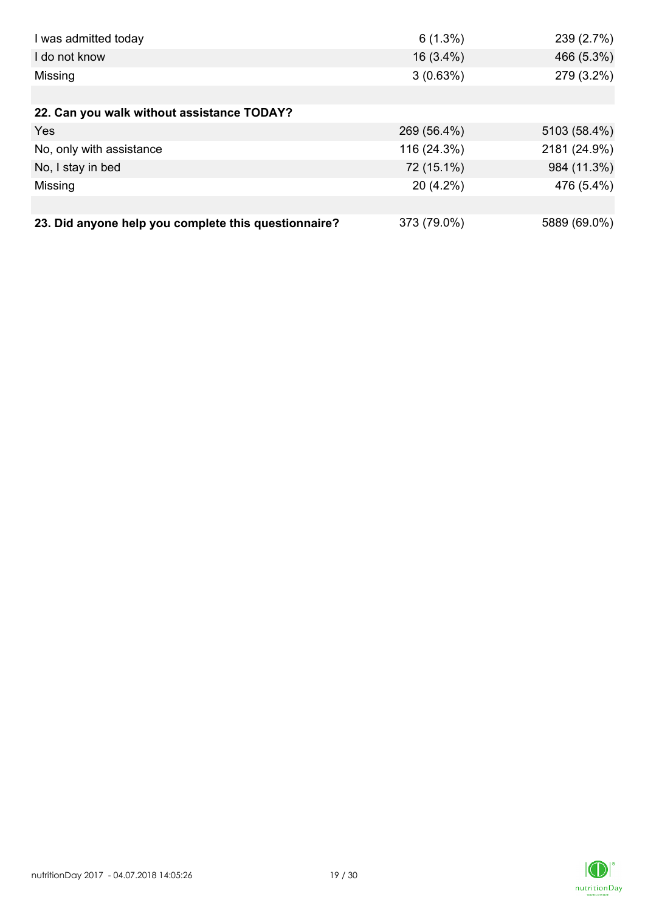| | | |
|---|---|---|
| I was admitted today | 6 (1.3%) | 239 (2.7%) |
| I do not know | 16 (3.4%) | 466 (5.3%) |
| Missing | 3 (0.63%) | 279 (3.2%) |
| | | |
| **22. Can you walk without assistance TODAY?** | | |
| Yes | 269 (56.4%) | 5103 (58.4%) |
| No, only with assistance | 116 (24.3%) | 2181 (24.9%) |
| No, I stay in bed | 72 (15.1%) | 984 (11.3%) |
| Missing | 20 (4.2%) | 476 (5.4%) |
| | | |
| **23. Did anyone help you complete this questionnaire?** | 373 (79.0%) | 5889 (69.0%) |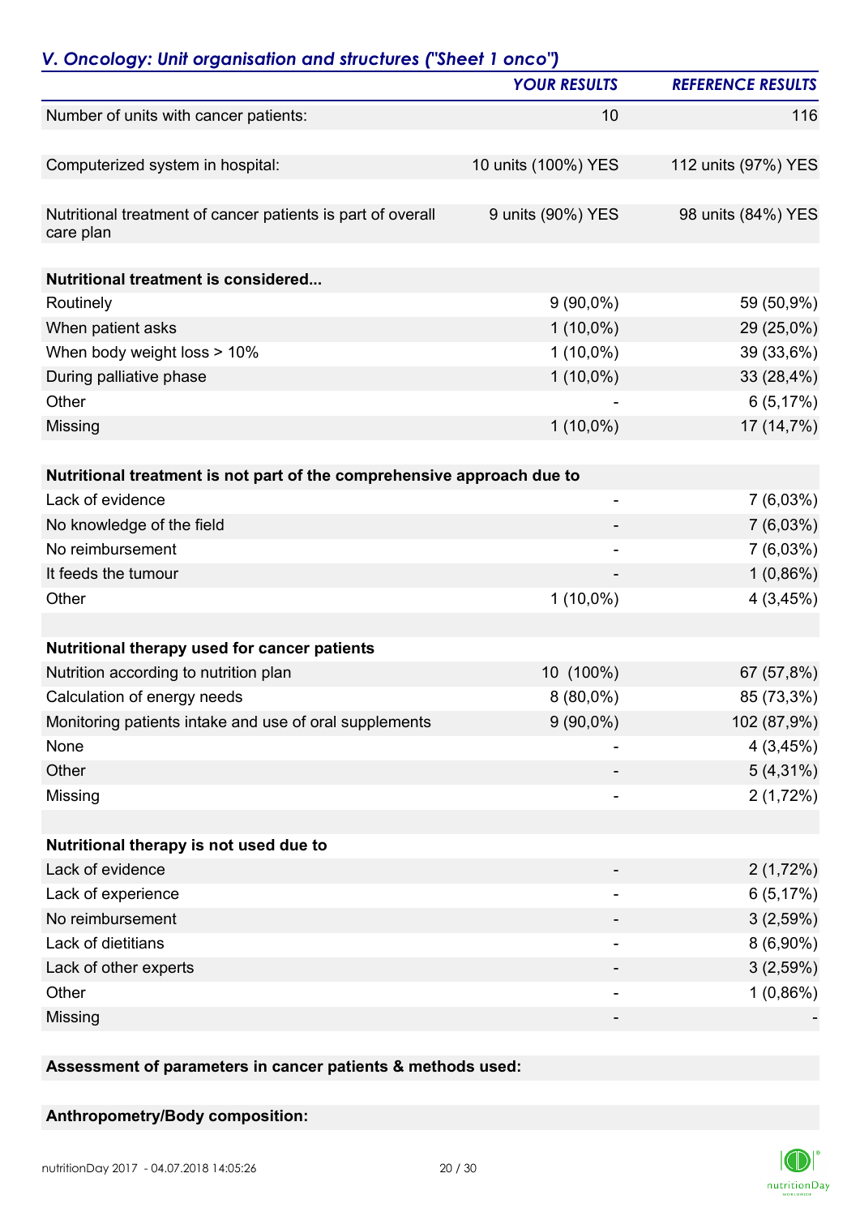## *V. Oncology: Unit organisation and structures ("Sheet 1 onco")*

| | YOUR RESULTS | REFERENCE RESULTS |
|---|---|---|
| Number of units with cancer patients: | 10 | 116 |
| | | |
| Computerized system in hospital: | 10 units (100%) YES | 112 units (97%) YES |
| | | |
| Nutritional treatment of cancer patients is part of overall care plan | 9 units (90%) YES | 98 units (84%) YES |
| | | |
| **Nutritional treatment is considered...** | | |
| Routinely | 9 (90,0%) | 59 (50,9%) |
| When patient asks | 1 (10,0%) | 29 (25,0%) |
| When body weight loss > 10% | 1 (10,0%) | 39 (33,6%) |
| During palliative phase | 1 (10,0%) | 33 (28,4%) |
| Other | - | 6 (5,17%) |
| Missing | 1 (10,0%) | 17 (14,7%) |
| | | |
| **Nutritional treatment is not part of the comprehensive approach due to** | | |
| Lack of evidence | - | 7 (6,03%) |
| No knowledge of the field | - | 7 (6,03%) |
| No reimbursement | - | 7 (6,03%) |
| It feeds the tumour | - | 1 (0,86%) |
| Other | 1 (10,0%) | 4 (3,45%) |
| | | |
| **Nutritional therapy used for cancer patients** | | |
| Nutrition according to nutrition plan | 10 (100%) | 67 (57,8%) |
| Calculation of energy needs | 8 (80,0%) | 85 (73,3%) |
| Monitoring patients intake and use of oral supplements | 9 (90,0%) | 102 (87,9%) |
| None | - | 4 (3,45%) |
| Other | - | 5 (4,31%) |
| Missing | - | 2 (1,72%) |
| | | |
| **Nutritional therapy is not used due to** | | |
| Lack of evidence | - | 2 (1,72%) |
| Lack of experience | - | 6 (5,17%) |
| No reimbursement | - | 3 (2,59%) |
| Lack of dietitians | - | 8 (6,90%) |
| Lack of other experts | - | 3 (2,59%) |
| Other | - | 1 (0,86%) |
| Missing | - | - |

**Assessment of parameters in cancer patients & methods used:**

**Anthropometry/Body composition:**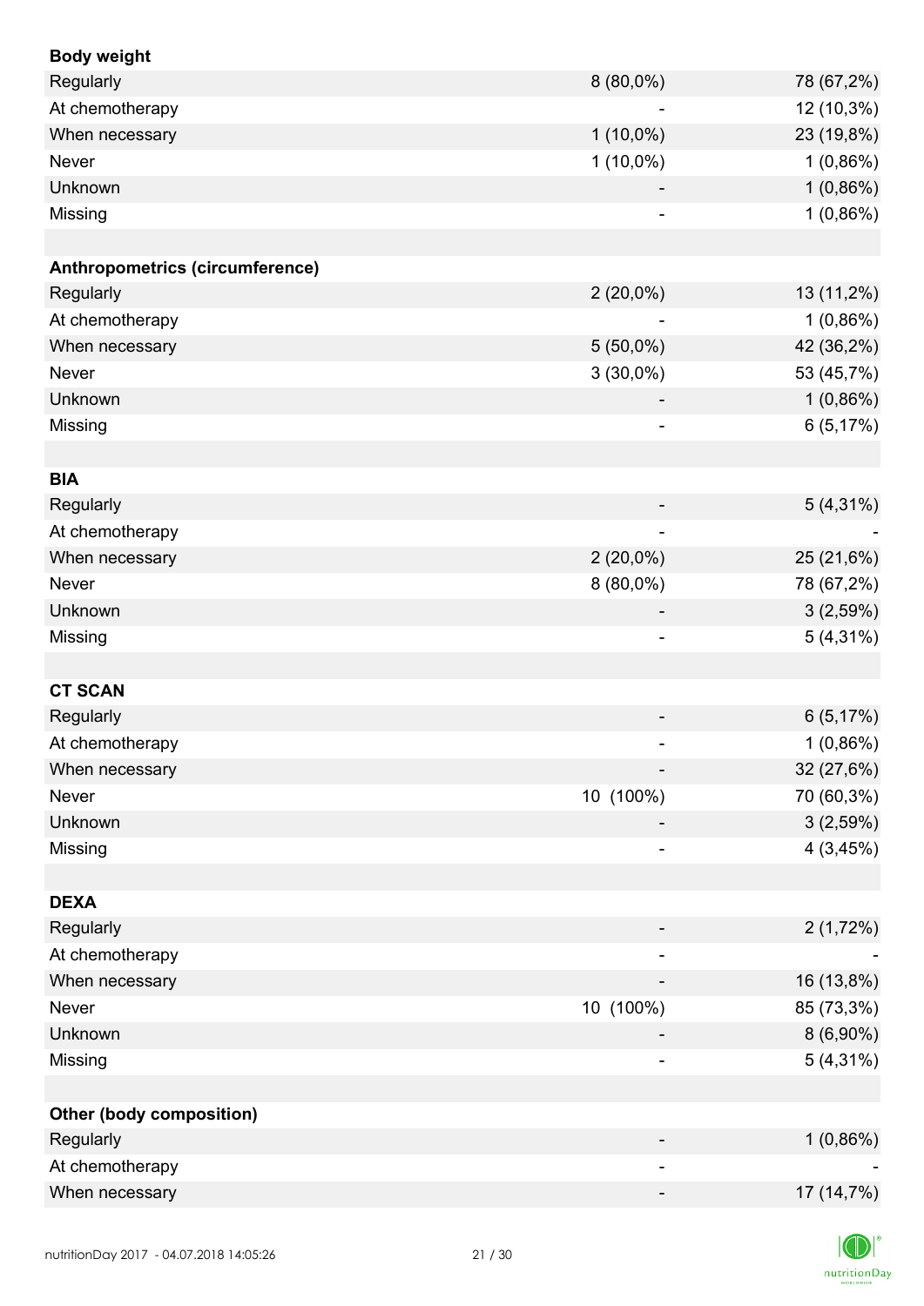| **Body weight** | | |
|---|---|---|
| Regularly | 8 (80,0%) | 78 (67,2%) |
| At chemotherapy | - | 12 (10,3%) |
| When necessary | 1 (10,0%) | 23 (19,8%) |
| Never | 1 (10,0%) | 1 (0,86%) |
| Unknown | - | 1 (0,86%) |
| Missing | - | 1 (0,86%) |
| | | |
| **Anthropometrics (circumference)** | | |
| Regularly | 2 (20,0%) | 13 (11,2%) |
| At chemotherapy | - | 1 (0,86%) |
| When necessary | 5 (50,0%) | 42 (36,2%) |
| Never | 3 (30,0%) | 53 (45,7%) |
| Unknown | - | 1 (0,86%) |
| Missing | - | 6 (5,17%) |
| | | |
| **BIA** | | |
| Regularly | - | 5 (4,31%) |
| At chemotherapy | - | - |
| When necessary | 2 (20,0%) | 25 (21,6%) |
| Never | 8 (80,0%) | 78 (67,2%) |
| Unknown | - | 3 (2,59%) |
| Missing | - | 5 (4,31%) |
| | | |
| **CT SCAN** | | |
| Regularly | - | 6 (5,17%) |
| At chemotherapy | - | 1 (0,86%) |
| When necessary | - | 32 (27,6%) |
| Never | 10 (100%) | 70 (60,3%) |
| Unknown | - | 3 (2,59%) |
| Missing | - | 4 (3,45%) |
| | | |
| **DEXA** | | |
| Regularly | - | 2 (1,72%) |
| At chemotherapy | - | - |
| When necessary | - | 16 (13,8%) |
| Never | 10 (100%) | 85 (73,3%) |
| Unknown | - | 8 (6,90%) |
| Missing | - | 5 (4,31%) |
| | | |
| **Other (body composition)** | | |
| Regularly | - | 1 (0,86%) |
| At chemotherapy | - | - |
| When necessary | - | 17 (14,7%) |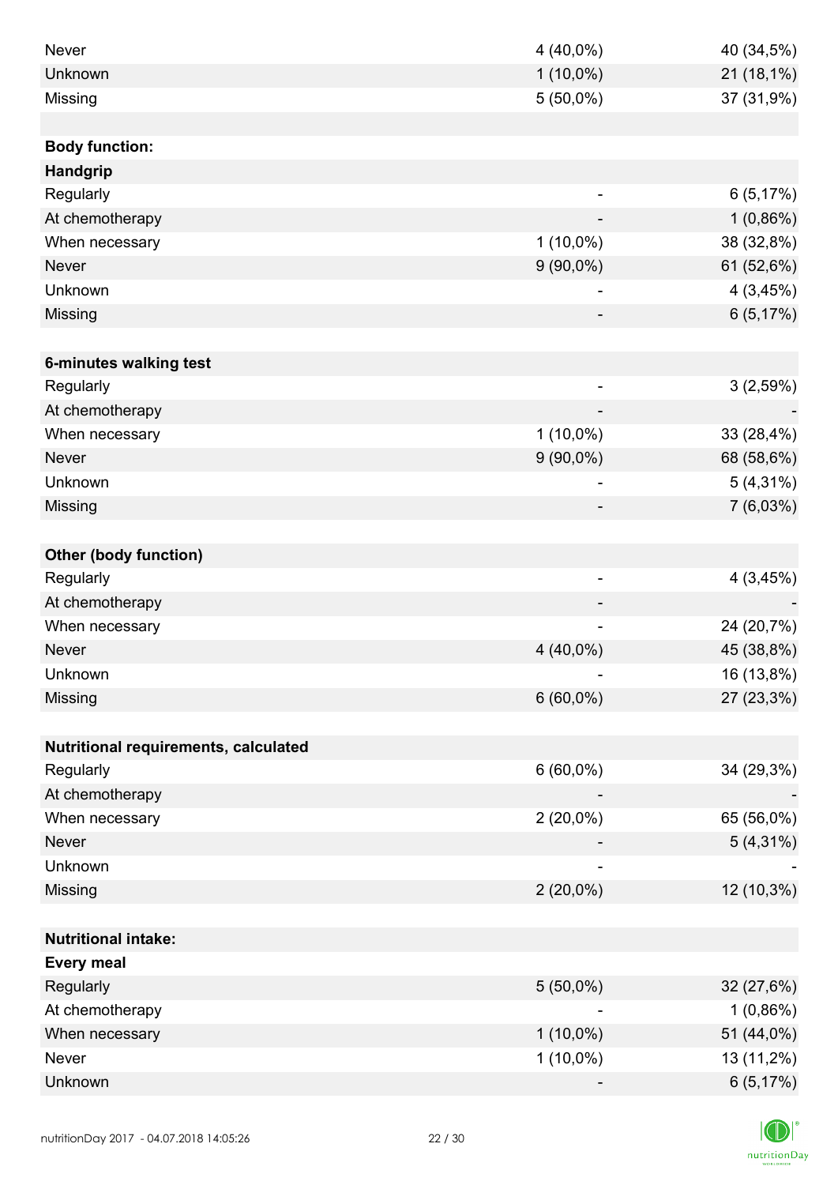| | | |
|---|---|---|
| Never | 4 (40,0%) | 40 (34,5%) |
| Unknown | 1 (10,0%) | 21 (18,1%) |
| Missing | 5 (50,0%) | 37 (31,9%) |
| | | |
| **Body function:** | | |
| **Handgrip** | | |
| Regularly | - | 6 (5,17%) |
| At chemotherapy | - | 1 (0,86%) |
| When necessary | 1 (10,0%) | 38 (32,8%) |
| Never | 9 (90,0%) | 61 (52,6%) |
| Unknown | - | 4 (3,45%) |
| Missing | - | 6 (5,17%) |
| | | |
| **6-minutes walking test** | | |
| Regularly | - | 3 (2,59%) |
| At chemotherapy | - | - |
| When necessary | 1 (10,0%) | 33 (28,4%) |
| Never | 9 (90,0%) | 68 (58,6%) |
| Unknown | - | 5 (4,31%) |
| Missing | - | 7 (6,03%) |
| | | |
| **Other (body function)** | | |
| Regularly | - | 4 (3,45%) |
| At chemotherapy | - | - |
| When necessary | - | 24 (20,7%) |
| Never | 4 (40,0%) | 45 (38,8%) |
| Unknown | - | 16 (13,8%) |
| Missing | 6 (60,0%) | 27 (23,3%) |
| | | |
| **Nutritional requirements, calculated** | | |
| Regularly | 6 (60,0%) | 34 (29,3%) |
| At chemotherapy | - | - |
| When necessary | 2 (20,0%) | 65 (56,0%) |
| Never | - | 5 (4,31%) |
| Unknown | - | - |
| Missing | 2 (20,0%) | 12 (10,3%) |
| | | |
| **Nutritional intake:** | | |
| **Every meal** | | |
| Regularly | 5 (50,0%) | 32 (27,6%) |
| At chemotherapy | - | 1 (0,86%) |
| When necessary | 1 (10,0%) | 51 (44,0%) |
| Never | 1 (10,0%) | 13 (11,2%) |
| Unknown | - | 6 (5,17%) |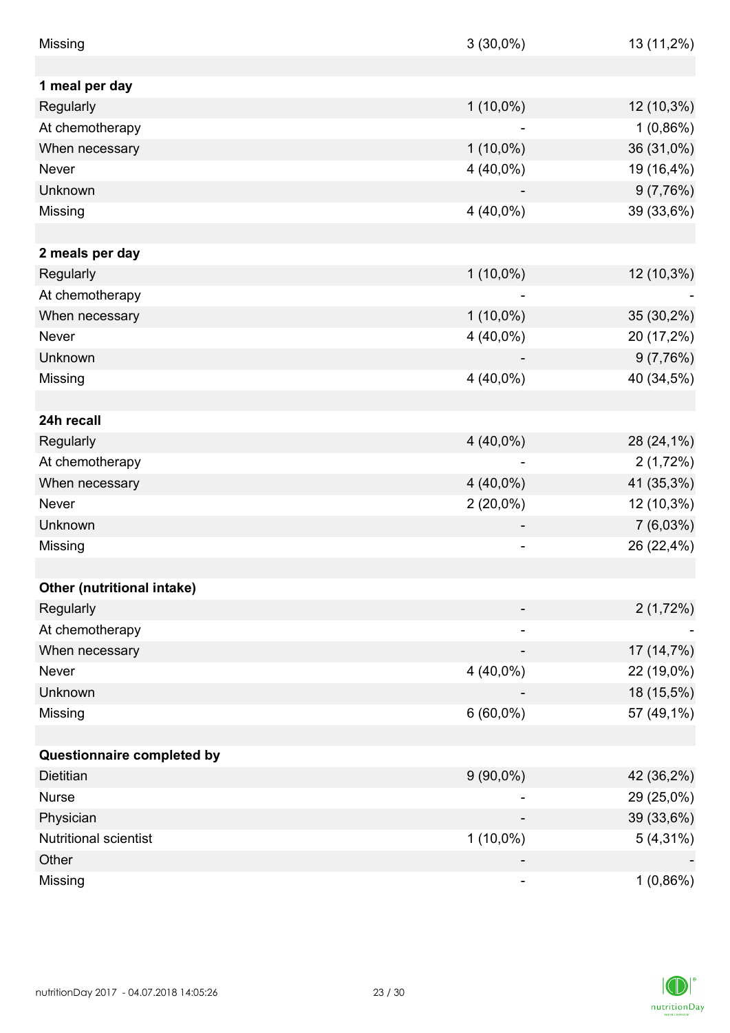| | | |
|---|---|---|
| Missing | 3 (30,0%) | 13 (11,2%) |
| | | |
| **1 meal per day** | | |
| Regularly | 1 (10,0%) | 12 (10,3%) |
| At chemotherapy | - | 1 (0,86%) |
| When necessary | 1 (10,0%) | 36 (31,0%) |
| Never | 4 (40,0%) | 19 (16,4%) |
| Unknown | - | 9 (7,76%) |
| Missing | 4 (40,0%) | 39 (33,6%) |
| | | |
| **2 meals per day** | | |
| Regularly | 1 (10,0%) | 12 (10,3%) |
| At chemotherapy | - | - |
| When necessary | 1 (10,0%) | 35 (30,2%) |
| Never | 4 (40,0%) | 20 (17,2%) |
| Unknown | - | 9 (7,76%) |
| Missing | 4 (40,0%) | 40 (34,5%) |
| | | |
| **24h recall** | | |
| Regularly | 4 (40,0%) | 28 (24,1%) |
| At chemotherapy | - | 2 (1,72%) |
| When necessary | 4 (40,0%) | 41 (35,3%) |
| Never | 2 (20,0%) | 12 (10,3%) |
| Unknown | - | 7 (6,03%) |
| Missing | - | 26 (22,4%) |
| | | |
| **Other (nutritional intake)** | | |
| Regularly | - | 2 (1,72%) |
| At chemotherapy | - | - |
| When necessary | - | 17 (14,7%) |
| Never | 4 (40,0%) | 22 (19,0%) |
| Unknown | - | 18 (15,5%) |
| Missing | 6 (60,0%) | 57 (49,1%) |
| | | |
| **Questionnaire completed by** | | |
| Dietitian | 9 (90,0%) | 42 (36,2%) |
| Nurse | - | 29 (25,0%) |
| Physician | - | 39 (33,6%) |
| Nutritional scientist | 1 (10,0%) | 5 (4,31%) |
| Other | - | - |
| Missing | - | 1 (0,86%) |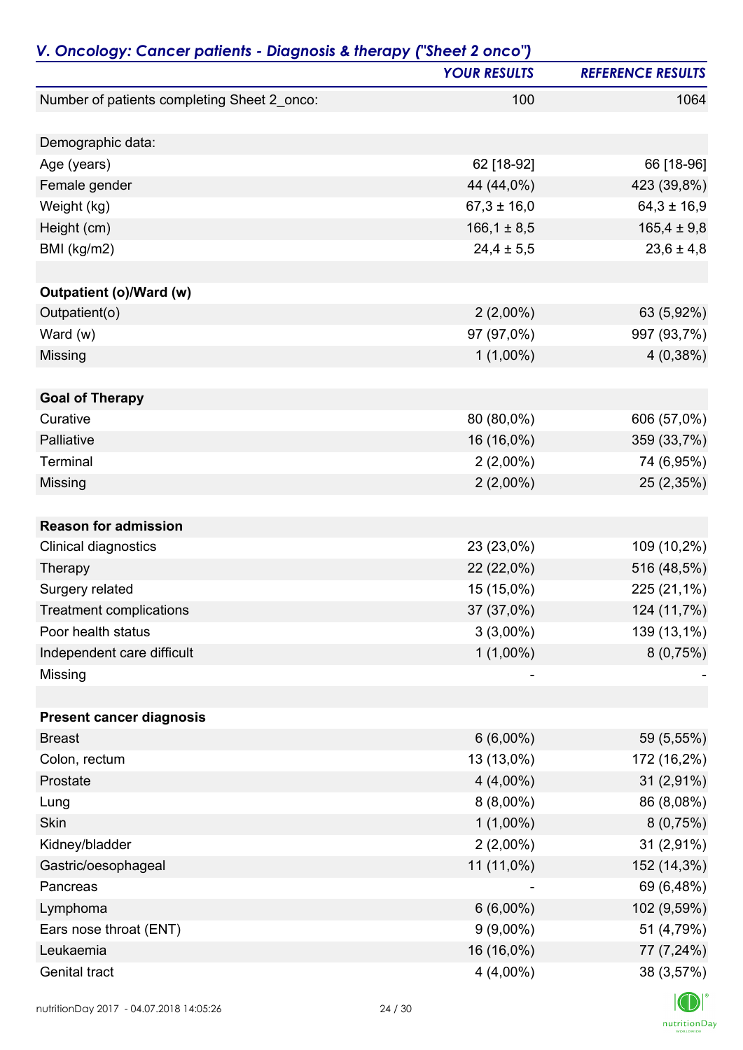## *V. Oncology: Cancer patients - Diagnosis & therapy ("Sheet 2 onco")*

| | *YOUR RESULTS* | *REFERENCE RESULTS* |
|---|---|---|
| Number of patients completing Sheet 2_onco: | 100 | 1064 |
| | | |
| Demographic data: | | |
| Age (years) | 62 [18-92] | 66 [18-96] |
| Female gender | 44 (44,0%) | 423 (39,8%) |
| Weight (kg) | 67,3 ± 16,0 | 64,3 ± 16,9 |
| Height (cm) | 166,1 ± 8,5 | 165,4 ± 9,8 |
| BMI (kg/m2) | 24,4 ± 5,5 | 23,6 ± 4,8 |
| | | |
| **Outpatient (o)/Ward (w)** | | |
| Outpatient(o) | 2 (2,00%) | 63 (5,92%) |
| Ward (w) | 97 (97,0%) | 997 (93,7%) |
| Missing | 1 (1,00%) | 4 (0,38%) |
| | | |
| **Goal of Therapy** | | |
| Curative | 80 (80,0%) | 606 (57,0%) |
| Palliative | 16 (16,0%) | 359 (33,7%) |
| Terminal | 2 (2,00%) | 74 (6,95%) |
| Missing | 2 (2,00%) | 25 (2,35%) |
| | | |
| **Reason for admission** | | |
| Clinical diagnostics | 23 (23,0%) | 109 (10,2%) |
| Therapy | 22 (22,0%) | 516 (48,5%) |
| Surgery related | 15 (15,0%) | 225 (21,1%) |
| Treatment complications | 37 (37,0%) | 124 (11,7%) |
| Poor health status | 3 (3,00%) | 139 (13,1%) |
| Independent care difficult | 1 (1,00%) | 8 (0,75%) |
| Missing | - | - |
| | | |
| **Present cancer diagnosis** | | |
| Breast | 6 (6,00%) | 59 (5,55%) |
| Colon, rectum | 13 (13,0%) | 172 (16,2%) |
| Prostate | 4 (4,00%) | 31 (2,91%) |
| Lung | 8 (8,00%) | 86 (8,08%) |
| Skin | 1 (1,00%) | 8 (0,75%) |
| Kidney/bladder | 2 (2,00%) | 31 (2,91%) |
| Gastric/oesophageal | 11 (11,0%) | 152 (14,3%) |
| Pancreas | - | 69 (6,48%) |
| Lymphoma | 6 (6,00%) | 102 (9,59%) |
| Ears nose throat (ENT) | 9 (9,00%) | 51 (4,79%) |
| Leukaemia | 16 (16,0%) | 77 (7,24%) |
| Genital tract | 4 (4,00%) | 38 (3,57%) |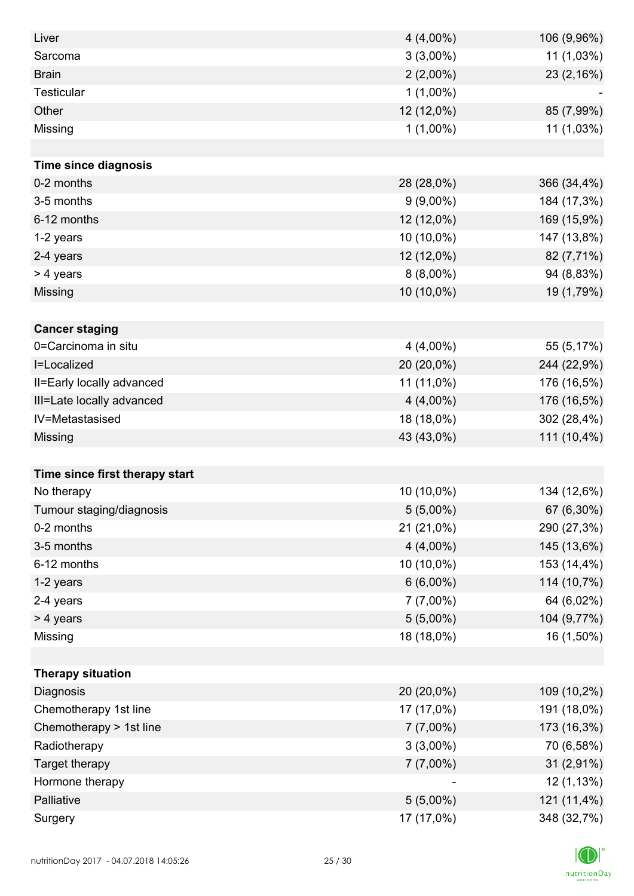| | | |
|---|---|---|
| Liver | 4 (4,00%) | 106 (9,96%) |
| Sarcoma | 3 (3,00%) | 11 (1,03%) |
| Brain | 2 (2,00%) | 23 (2,16%) |
| Testicular | 1 (1,00%) | - |
| Other | 12 (12,0%) | 85 (7,99%) |
| Missing | 1 (1,00%) | 11 (1,03%) |
| | | |
| **Time since diagnosis** | | |
| 0-2 months | 28 (28,0%) | 366 (34,4%) |
| 3-5 months | 9 (9,00%) | 184 (17,3%) |
| 6-12 months | 12 (12,0%) | 169 (15,9%) |
| 1-2 years | 10 (10,0%) | 147 (13,8%) |
| 2-4 years | 12 (12,0%) | 82 (7,71%) |
| > 4 years | 8 (8,00%) | 94 (8,83%) |
| Missing | 10 (10,0%) | 19 (1,79%) |
| | | |
| **Cancer staging** | | |
| 0=Carcinoma in situ | 4 (4,00%) | 55 (5,17%) |
| I=Localized | 20 (20,0%) | 244 (22,9%) |
| II=Early locally advanced | 11 (11,0%) | 176 (16,5%) |
| III=Late locally advanced | 4 (4,00%) | 176 (16,5%) |
| IV=Metastasised | 18 (18,0%) | 302 (28,4%) |
| Missing | 43 (43,0%) | 111 (10,4%) |
| | | |
| **Time since first therapy start** | | |
| No therapy | 10 (10,0%) | 134 (12,6%) |
| Tumour staging/diagnosis | 5 (5,00%) | 67 (6,30%) |
| 0-2 months | 21 (21,0%) | 290 (27,3%) |
| 3-5 months | 4 (4,00%) | 145 (13,6%) |
| 6-12 months | 10 (10,0%) | 153 (14,4%) |
| 1-2 years | 6 (6,00%) | 114 (10,7%) |
| 2-4 years | 7 (7,00%) | 64 (6,02%) |
| > 4 years | 5 (5,00%) | 104 (9,77%) |
| Missing | 18 (18,0%) | 16 (1,50%) |
| | | |
| **Therapy situation** | | |
| Diagnosis | 20 (20,0%) | 109 (10,2%) |
| Chemotherapy 1st line | 17 (17,0%) | 191 (18,0%) |
| Chemotherapy > 1st line | 7 (7,00%) | 173 (16,3%) |
| Radiotherapy | 3 (3,00%) | 70 (6,58%) |
| Target therapy | 7 (7,00%) | 31 (2,91%) |
| Hormone therapy | - | 12 (1,13%) |
| Palliative | 5 (5,00%) | 121 (11,4%) |
| Surgery | 17 (17,0%) | 348 (32,7%) |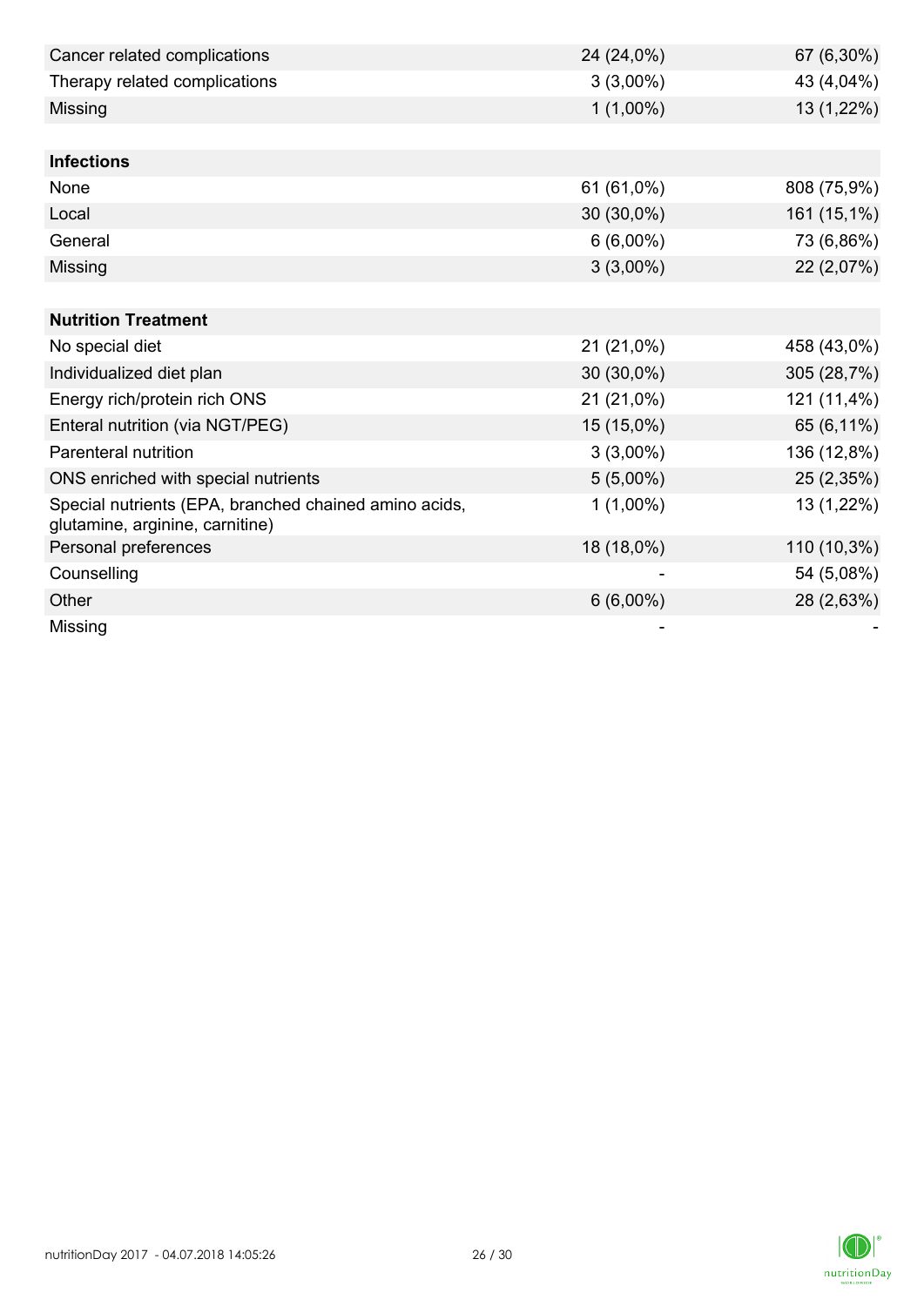| | | |
|---|---|---|
| Cancer related complications | 24 (24,0%) | 67 (6,30%) |
| Therapy related complications | 3 (3,00%) | 43 (4,04%) |
| Missing | 1 (1,00%) | 13 (1,22%) |
| | | |
| **Infections** | | |
| None | 61 (61,0%) | 808 (75,9%) |
| Local | 30 (30,0%) | 161 (15,1%) |
| General | 6 (6,00%) | 73 (6,86%) |
| Missing | 3 (3,00%) | 22 (2,07%) |
| | | |
| **Nutrition Treatment** | | |
| No special diet | 21 (21,0%) | 458 (43,0%) |
| Individualized diet plan | 30 (30,0%) | 305 (28,7%) |
| Energy rich/protein rich ONS | 21 (21,0%) | 121 (11,4%) |
| Enteral nutrition (via NGT/PEG) | 15 (15,0%) | 65 (6,11%) |
| Parenteral nutrition | 3 (3,00%) | 136 (12,8%) |
| ONS enriched with special nutrients | 5 (5,00%) | 25 (2,35%) |
| Special nutrients (EPA, branched chained amino acids, glutamine, arginine, carnitine) | 1 (1,00%) | 13 (1,22%) |
| Personal preferences | 18 (18,0%) | 110 (10,3%) |
| Counselling | - | 54 (5,08%) |
| Other | 6 (6,00%) | 28 (2,63%) |
| Missing | - | - |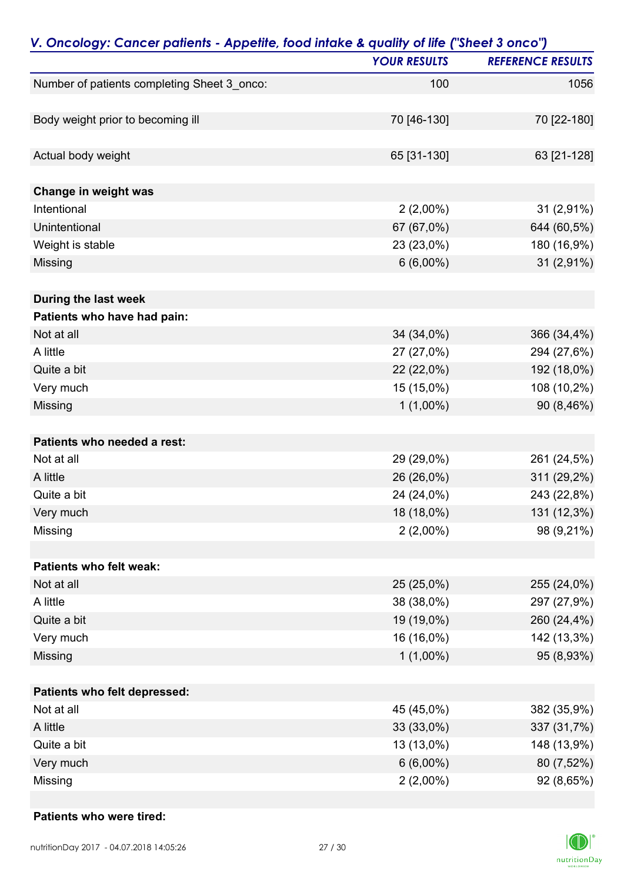## *V. Oncology: Cancer patients - Appetite, food intake & quality of life ("Sheet 3 onco")*

| | *YOUR RESULTS* | *REFERENCE RESULTS* |
|---|---|---|
| Number of patients completing Sheet 3_onco: | 100 | 1056 |
| | | |
| Body weight prior to becoming ill | 70 [46-130] | 70 [22-180] |
| | | |
| Actual body weight | 65 [31-130] | 63 [21-128] |
| | | |
| **Change in weight was** | | |
| Intentional | 2 (2,00%) | 31 (2,91%) |
| Unintentional | 67 (67,0%) | 644 (60,5%) |
| Weight is stable | 23 (23,0%) | 180 (16,9%) |
| Missing | 6 (6,00%) | 31 (2,91%) |
| | | |
| **During the last week** | | |
| **Patients who have had pain:** | | |
| Not at all | 34 (34,0%) | 366 (34,4%) |
| A little | 27 (27,0%) | 294 (27,6%) |
| Quite a bit | 22 (22,0%) | 192 (18,0%) |
| Very much | 15 (15,0%) | 108 (10,2%) |
| Missing | 1 (1,00%) | 90 (8,46%) |
| | | |
| **Patients who needed a rest:** | | |
| Not at all | 29 (29,0%) | 261 (24,5%) |
| A little | 26 (26,0%) | 311 (29,2%) |
| Quite a bit | 24 (24,0%) | 243 (22,8%) |
| Very much | 18 (18,0%) | 131 (12,3%) |
| Missing | 2 (2,00%) | 98 (9,21%) |
| | | |
| **Patients who felt weak:** | | |
| Not at all | 25 (25,0%) | 255 (24,0%) |
| A little | 38 (38,0%) | 297 (27,9%) |
| Quite a bit | 19 (19,0%) | 260 (24,4%) |
| Very much | 16 (16,0%) | 142 (13,3%) |
| Missing | 1 (1,00%) | 95 (8,93%) |
| | | |
| **Patients who felt depressed:** | | |
| Not at all | 45 (45,0%) | 382 (35,9%) |
| A little | 33 (33,0%) | 337 (31,7%) |
| Quite a bit | 13 (13,0%) | 148 (13,9%) |
| Very much | 6 (6,00%) | 80 (7,52%) |
| Missing | 2 (2,00%) | 92 (8,65%) |
| | | |
| **Patients who were tired:** | | |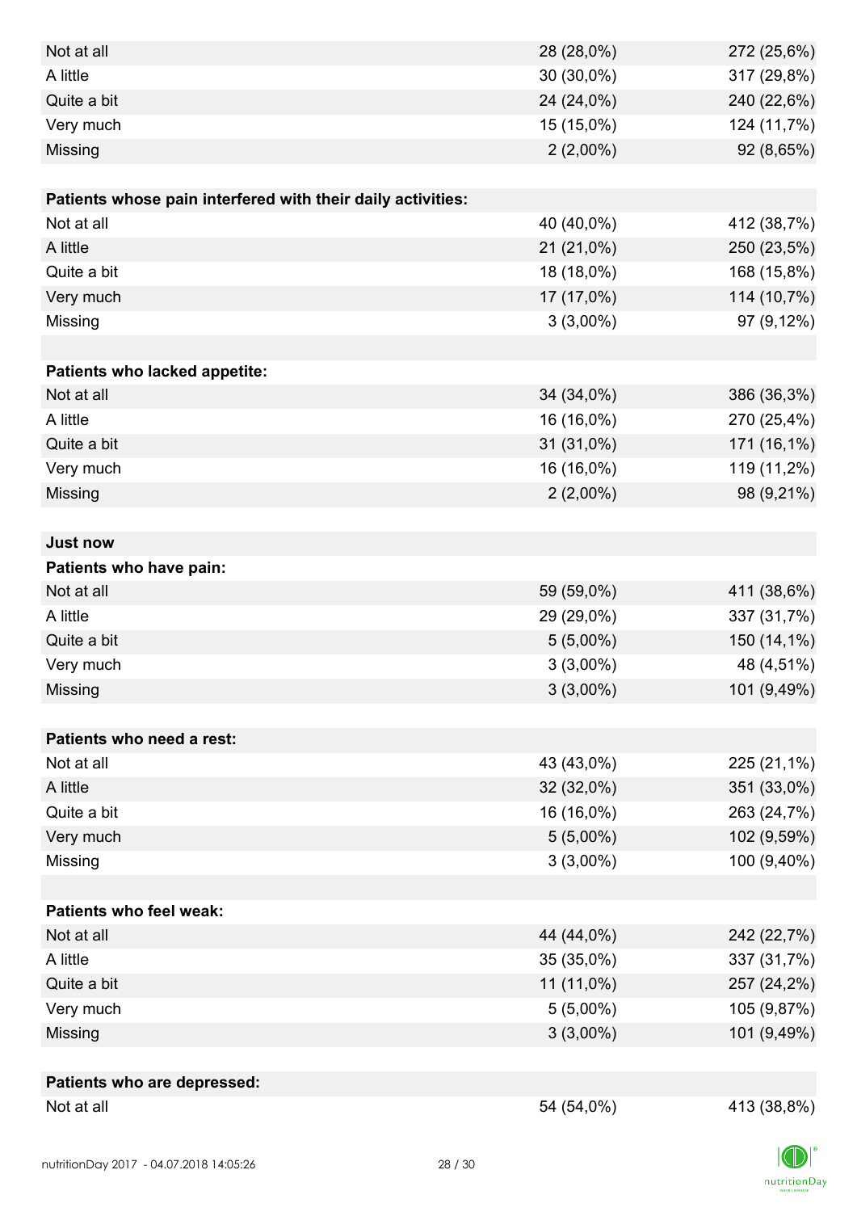| | | |
|---|---|---|
| Not at all | 28 (28,0%) | 272 (25,6%) |
| A little | 30 (30,0%) | 317 (29,8%) |
| Quite a bit | 24 (24,0%) | 240 (22,6%) |
| Very much | 15 (15,0%) | 124 (11,7%) |
| Missing | 2 (2,00%) | 92 (8,65%) |
| | | |
| **Patients whose pain interfered with their daily activities:** | | |
| Not at all | 40 (40,0%) | 412 (38,7%) |
| A little | 21 (21,0%) | 250 (23,5%) |
| Quite a bit | 18 (18,0%) | 168 (15,8%) |
| Very much | 17 (17,0%) | 114 (10,7%) |
| Missing | 3 (3,00%) | 97 (9,12%) |
| | | |
| **Patients who lacked appetite:** | | |
| Not at all | 34 (34,0%) | 386 (36,3%) |
| A little | 16 (16,0%) | 270 (25,4%) |
| Quite a bit | 31 (31,0%) | 171 (16,1%) |
| Very much | 16 (16,0%) | 119 (11,2%) |
| Missing | 2 (2,00%) | 98 (9,21%) |
| | | |
| **Just now** | | |
| **Patients who have pain:** | | |
| Not at all | 59 (59,0%) | 411 (38,6%) |
| A little | 29 (29,0%) | 337 (31,7%) |
| Quite a bit | 5 (5,00%) | 150 (14,1%) |
| Very much | 3 (3,00%) | 48 (4,51%) |
| Missing | 3 (3,00%) | 101 (9,49%) |
| | | |
| **Patients who need a rest:** | | |
| Not at all | 43 (43,0%) | 225 (21,1%) |
| A little | 32 (32,0%) | 351 (33,0%) |
| Quite a bit | 16 (16,0%) | 263 (24,7%) |
| Very much | 5 (5,00%) | 102 (9,59%) |
| Missing | 3 (3,00%) | 100 (9,40%) |
| | | |
| **Patients who feel weak:** | | |
| Not at all | 44 (44,0%) | 242 (22,7%) |
| A little | 35 (35,0%) | 337 (31,7%) |
| Quite a bit | 11 (11,0%) | 257 (24,2%) |
| Very much | 5 (5,00%) | 105 (9,87%) |
| Missing | 3 (3,00%) | 101 (9,49%) |
| | | |
| **Patients who are depressed:** | | |
| Not at all | 54 (54,0%) | 413 (38,8%) |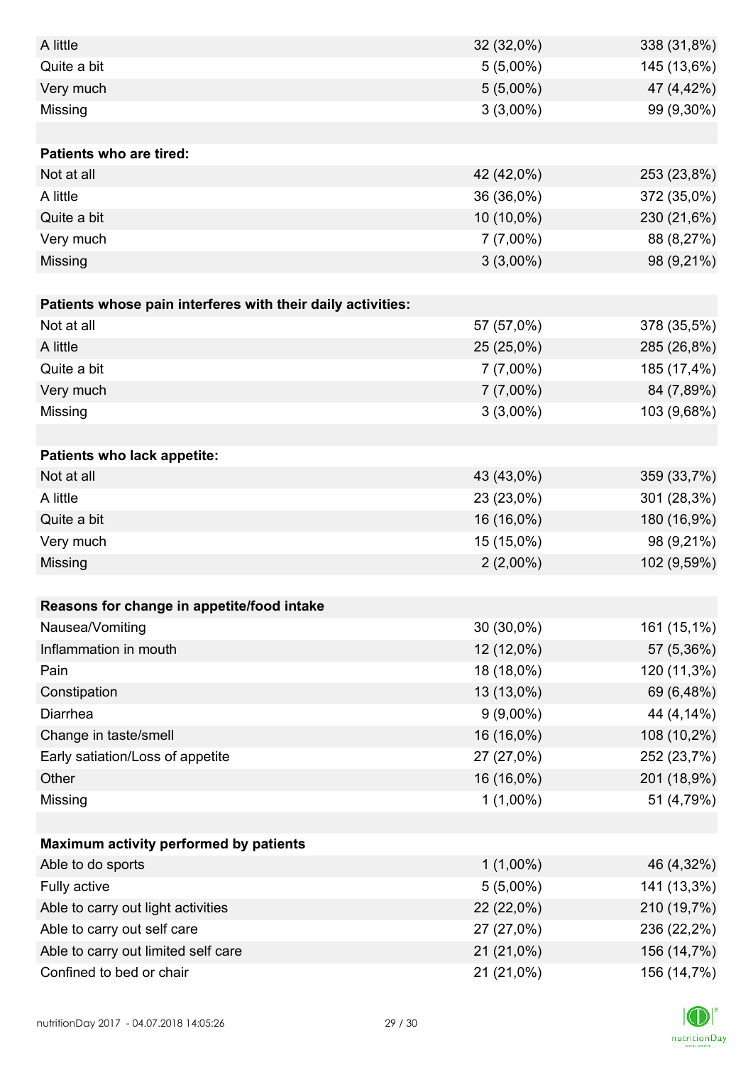| | | |
|---|---|---|
| A little | 32 (32,0%) | 338 (31,8%) |
| Quite a bit | 5 (5,00%) | 145 (13,6%) |
| Very much | 5 (5,00%) | 47 (4,42%) |
| Missing | 3 (3,00%) | 99 (9,30%) |
| | | |
| **Patients who are tired:** | | |
| Not at all | 42 (42,0%) | 253 (23,8%) |
| A little | 36 (36,0%) | 372 (35,0%) |
| Quite a bit | 10 (10,0%) | 230 (21,6%) |
| Very much | 7 (7,00%) | 88 (8,27%) |
| Missing | 3 (3,00%) | 98 (9,21%) |
| | | |
| **Patients whose pain interferes with their daily activities:** | | |
| Not at all | 57 (57,0%) | 378 (35,5%) |
| A little | 25 (25,0%) | 285 (26,8%) |
| Quite a bit | 7 (7,00%) | 185 (17,4%) |
| Very much | 7 (7,00%) | 84 (7,89%) |
| Missing | 3 (3,00%) | 103 (9,68%) |
| | | |
| **Patients who lack appetite:** | | |
| Not at all | 43 (43,0%) | 359 (33,7%) |
| A little | 23 (23,0%) | 301 (28,3%) |
| Quite a bit | 16 (16,0%) | 180 (16,9%) |
| Very much | 15 (15,0%) | 98 (9,21%) |
| Missing | 2 (2,00%) | 102 (9,59%) |
| | | |
| **Reasons for change in appetite/food intake** | | |
| Nausea/Vomiting | 30 (30,0%) | 161 (15,1%) |
| Inflammation in mouth | 12 (12,0%) | 57 (5,36%) |
| Pain | 18 (18,0%) | 120 (11,3%) |
| Constipation | 13 (13,0%) | 69 (6,48%) |
| Diarrhea | 9 (9,00%) | 44 (4,14%) |
| Change in taste/smell | 16 (16,0%) | 108 (10,2%) |
| Early satiation/Loss of appetite | 27 (27,0%) | 252 (23,7%) |
| Other | 16 (16,0%) | 201 (18,9%) |
| Missing | 1 (1,00%) | 51 (4,79%) |
| | | |
| **Maximum activity performed by patients** | | |
| Able to do sports | 1 (1,00%) | 46 (4,32%) |
| Fully active | 5 (5,00%) | 141 (13,3%) |
| Able to carry out light activities | 22 (22,0%) | 210 (19,7%) |
| Able to carry out self care | 27 (27,0%) | 236 (22,2%) |
| Able to carry out limited self care | 21 (21,0%) | 156 (14,7%) |
| Confined to bed or chair | 21 (21,0%) | 156 (14,7%) |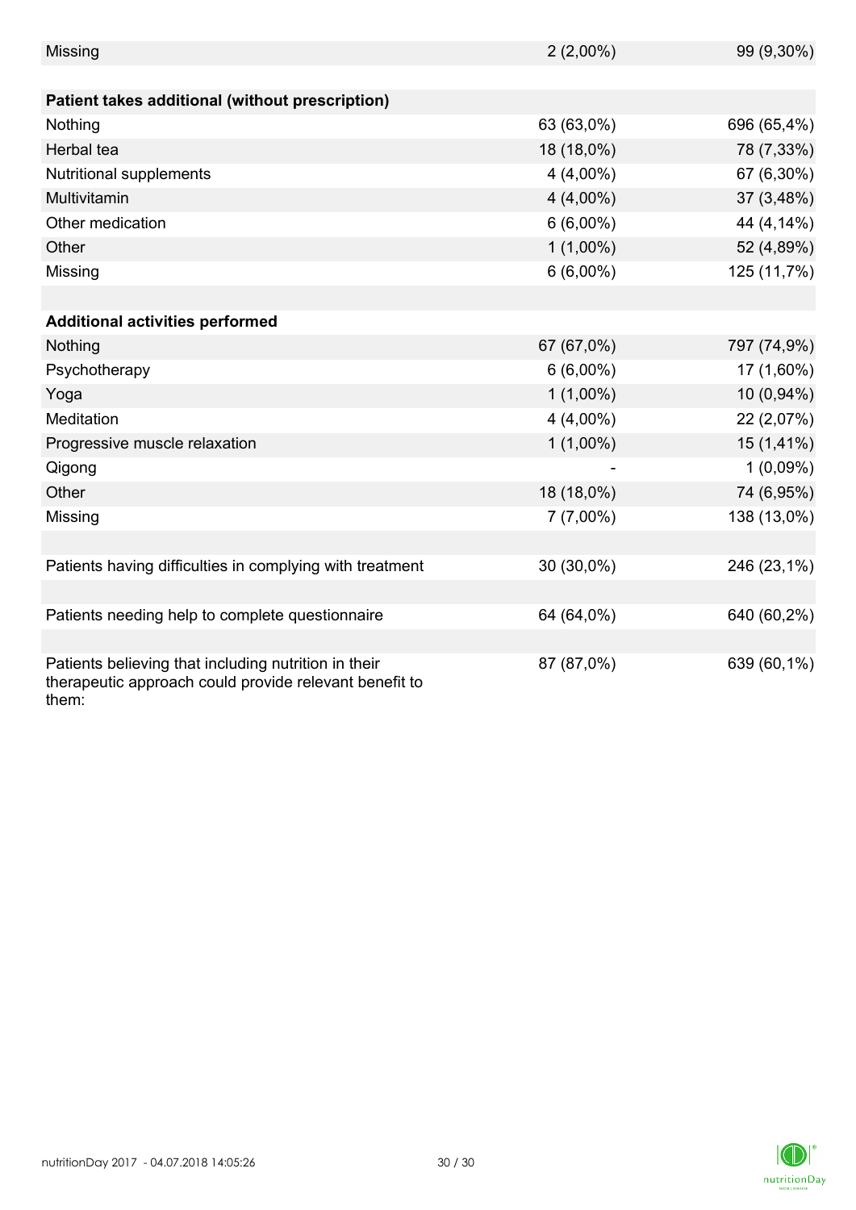| | | |
|---|---|---|
| Missing | 2 (2,00%) | 99 (9,30%) |
| | | |
| **Patient takes additional (without prescription)** | | |
| Nothing | 63 (63,0%) | 696 (65,4%) |
| Herbal tea | 18 (18,0%) | 78 (7,33%) |
| Nutritional supplements | 4 (4,00%) | 67 (6,30%) |
| Multivitamin | 4 (4,00%) | 37 (3,48%) |
| Other medication | 6 (6,00%) | 44 (4,14%) |
| Other | 1 (1,00%) | 52 (4,89%) |
| Missing | 6 (6,00%) | 125 (11,7%) |
| | | |
| **Additional activities performed** | | |
| Nothing | 67 (67,0%) | 797 (74,9%) |
| Psychotherapy | 6 (6,00%) | 17 (1,60%) |
| Yoga | 1 (1,00%) | 10 (0,94%) |
| Meditation | 4 (4,00%) | 22 (2,07%) |
| Progressive muscle relaxation | 1 (1,00%) | 15 (1,41%) |
| Qigong | - | 1 (0,09%) |
| Other | 18 (18,0%) | 74 (6,95%) |
| Missing | 7 (7,00%) | 138 (13,0%) |
| | | |
| Patients having difficulties in complying with treatment | 30 (30,0%) | 246 (23,1%) |
| | | |
| Patients needing help to complete questionnaire | 64 (64,0%) | 640 (60,2%) |
| | | |
| Patients believing that including nutrition in their therapeutic approach could provide relevant benefit to them: | 87 (87,0%) | 639 (60,1%) |